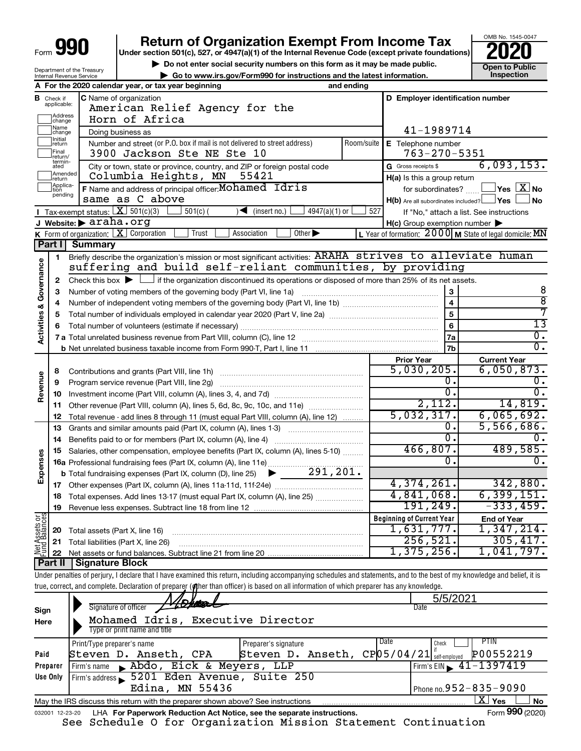Form **990**

# Return of Organization Exempt From Income Tax

**Under section 501(c), 527, or 4947(a)(1) of the Internal Revenue Code (except private foundations)**

▶ Do not enter social security numbers on this form as it may be made public.

▶ Go to www.irs.gov/Form990 for instructions and the latest information.

OMB No. 1545-0047

**2020**

**Open to Public Inspection**

Department of the Treasury
Internal Revenue Service

**A** For the 2020 calendar year, or tax year beginning and ending

**B** Check if applicable: Address change, Name change, Initial return, Final return/terminated, Amended return, Application pending

**C** Name of organization: American Relief Agency for the Horn of Africa

Doing business as

Number and street (or P.O. box if mail is not delivered to street address): 3900 Jackson Ste NE Ste 10 | Room/suite

City or town, state or province, country, and ZIP or foreign postal code: Columbia Heights, MN 55421

**F** Name and address of principal officer: Mohamed Idris, same as C above

**D** Employer identification number: 41-1989714

**E** Telephone number: 763-270-5351

**G** Gross receipts $ 6,093,153.

**H(a)** Is this a group return for subordinates? ☐ Yes ☒ No

**H(b)** Are all subordinates included? ☐ Yes ☐ No — If "No," attach a list. See instructions

**H(c)** Group exemption number ▶

**I** Tax-exempt status: ☒ 501(c)(3) ☐ 501(c) ( ) ◀ (insert no.) ☐ 4947(a)(1) or ☐ 527

**J** Website: ▶ araha.org

**K** Form of organization: ☒ Corporation ☐ Trust ☐ Association ☐ Other ▶

**L** Year of formation: 2000 **M** State of legal domicile: MN

## Part I Summary

**Activities & Governance**

1. Briefly describe the organization's mission or most significant activities: ARAHA strives to alleviate human suffering and build self-reliant communities, by providing
2. Check this box ▶ ☐ if the organization discontinued its operations or disposed of more than 25% of its net assets.

| | | | |
|---|---|---|---|
| 3 | Number of voting members of the governing body (Part VI, line 1a) | 3 | 8 |
| 4 | Number of independent voting members of the governing body (Part VI, line 1b) | 4 | 8 |
| 5 | Total number of individuals employed in calendar year 2020 (Part V, line 2a) | 5 | 7 |
| 6 | Total number of volunteers (estimate if necessary) | 6 | 13 |
| 7a | Total unrelated business revenue from Part VIII, column (C), line 12 | 7a | 0. |
| b | Net unrelated business taxable income from Form 990-T, Part I, line 11 | 7b | 0. |

| | | Prior Year | Current Year |
|---|---|---|---|
| **Revenue** | | | |
| 8 | Contributions and grants (Part VIII, line 1h) | 5,030,205. | 6,050,873. |
| 9 | Program service revenue (Part VIII, line 2g) | 0. | 0. |
| 10 | Investment income (Part VIII, column (A), lines 3, 4, and 7d) | 0. | 0. |
| 11 | Other revenue (Part VIII, column (A), lines 5, 6d, 8c, 9c, 10c, and 11e) | 2,112. | 14,819. |
| 12 | Total revenue - add lines 8 through 11 (must equal Part VIII, column (A), line 12) | 5,032,317. | 6,065,692. |
| **Expenses** | | | |
| 13 | Grants and similar amounts paid (Part IX, column (A), lines 1-3) | 0. | 5,566,686. |
| 14 | Benefits paid to or for members (Part IX, column (A), line 4) | 0. | 0. |
| 15 | Salaries, other compensation, employee benefits (Part IX, column (A), lines 5-10) | 466,807. | 489,585. |
| 16a | Professional fundraising fees (Part IX, column (A), line 11e) | 0. | 0. |
| b | Total fundraising expenses (Part IX, column (D), line 25) ▶ 291,201. | | |
| 17 | Other expenses (Part IX, column (A), lines 11a-11d, 11f-24e) | 4,374,261. | 342,880. |
| 18 | Total expenses. Add lines 13-17 (must equal Part IX, column (A), line 25) | 4,841,068. | 6,399,151. |
| 19 | Revenue less expenses. Subtract line 18 from line 12 | 191,249. | -333,459. |

| **Net Assets or Fund Balances** | | Beginning of Current Year | End of Year |
|---|---|---|---|
| 20 | Total assets (Part X, line 16) | 1,631,777. | 1,347,214. |
| 21 | Total liabilities (Part X, line 26) | 256,521. | 305,417. |
| 22 | Net assets or fund balances. Subtract line 21 from line 20 | 1,375,256. | 1,041,797. |

## Part II Signature Block

Under penalties of perjury, I declare that I have examined this return, including accompanying schedules and statements, and to the best of my knowledge and belief, it is true, correct, and complete. Declaration of preparer (other than officer) is based on all information of which preparer has any knowledge.

**Sign Here**

Signature of officer: [signature] — Date: 5/5/2021

Mohamed Idris, Executive Director
Type or print name and title

**Paid Preparer Use Only**

| Print/Type preparer's name | Preparer's signature | Date | Check if self-employed | PTIN |
|---|---|---|---|---|
| Steven D. Anseth, CPA | Steven D. Anseth, CP | 05/04/21 | ☐ | P00552219 |

Firm's name ▶ Abdo, Eick & Meyers, LLP — Firm's EIN ▶ 41-1397419

Firm's address ▶ 5201 Eden Avenue, Suite 250, Edina, MN 55436 — Phone no. 952-835-9090

May the IRS discuss this return with the preparer shown above? See instructions ☒ Yes ☐ No

032001 12-23-20 LHA For Paperwork Reduction Act Notice, see the separate instructions. Form **990** (2020)

See Schedule O for Organization Mission Statement Continuation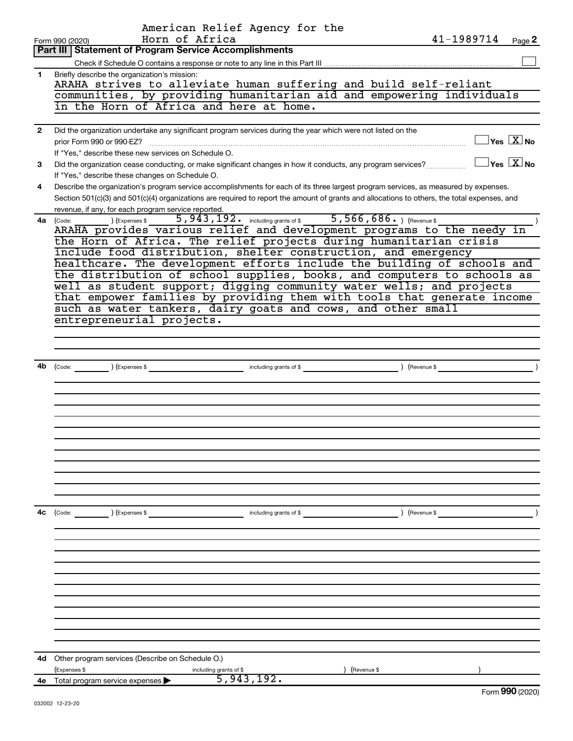American Relief Agency for the Horn of Africa

Form 990 (2020) 41-1989714 Page **2**

## Part III | Statement of Program Service Accomplishments

Check if Schedule O contains a response or note to any line in this Part III ☐

**1** Briefly describe the organization's mission:

ARAHA strives to alleviate human suffering and build self-reliant communities, by providing humanitarian aid and empowering individuals in the Horn of Africa and here at home.

**2** Did the organization undertake any significant program services during the year which were not listed on the prior Form 990 or 990-EZ? ☐ Yes ☒ No

If "Yes," describe these new services on Schedule O.

**3** Did the organization cease conducting, or make significant changes in how it conducts, any program services? ☐ Yes ☒ No

If "Yes," describe these changes on Schedule O.

**4** Describe the organization's program service accomplishments for each of its three largest program services, as measured by expenses. Section 501(c)(3) and 501(c)(4) organizations are required to report the amount of grants and allocations to others, the total expenses, and revenue, if any, for each program service reported.

**4a** (Code: ) (Expenses $ 5,943,192. including grants of $ 5,566,686. ) (Revenue $ )

ARAHA provides various relief and development programs to the needy in the Horn of Africa. The relief projects during humanitarian crisis include food distribution, shelter construction, and emergency healthcare. The development efforts include the building of schools and the distribution of school supplies, books, and computers to schools as well as student support; digging community water wells; and projects that empower families by providing them with tools that generate income such as water tankers, dairy goats and cows, and other small entrepreneurial projects.

**4b** (Code: ) (Expenses $ including grants of $ ) (Revenue $ )

**4c** (Code: ) (Expenses $ including grants of $ ) (Revenue $ )

**4d** Other program services (Describe on Schedule O.)

(Expenses $ including grants of $ ) (Revenue $ )

**4e** Total program service expenses ▶ 5,943,192.

Form **990** (2020)

032002 12-23-20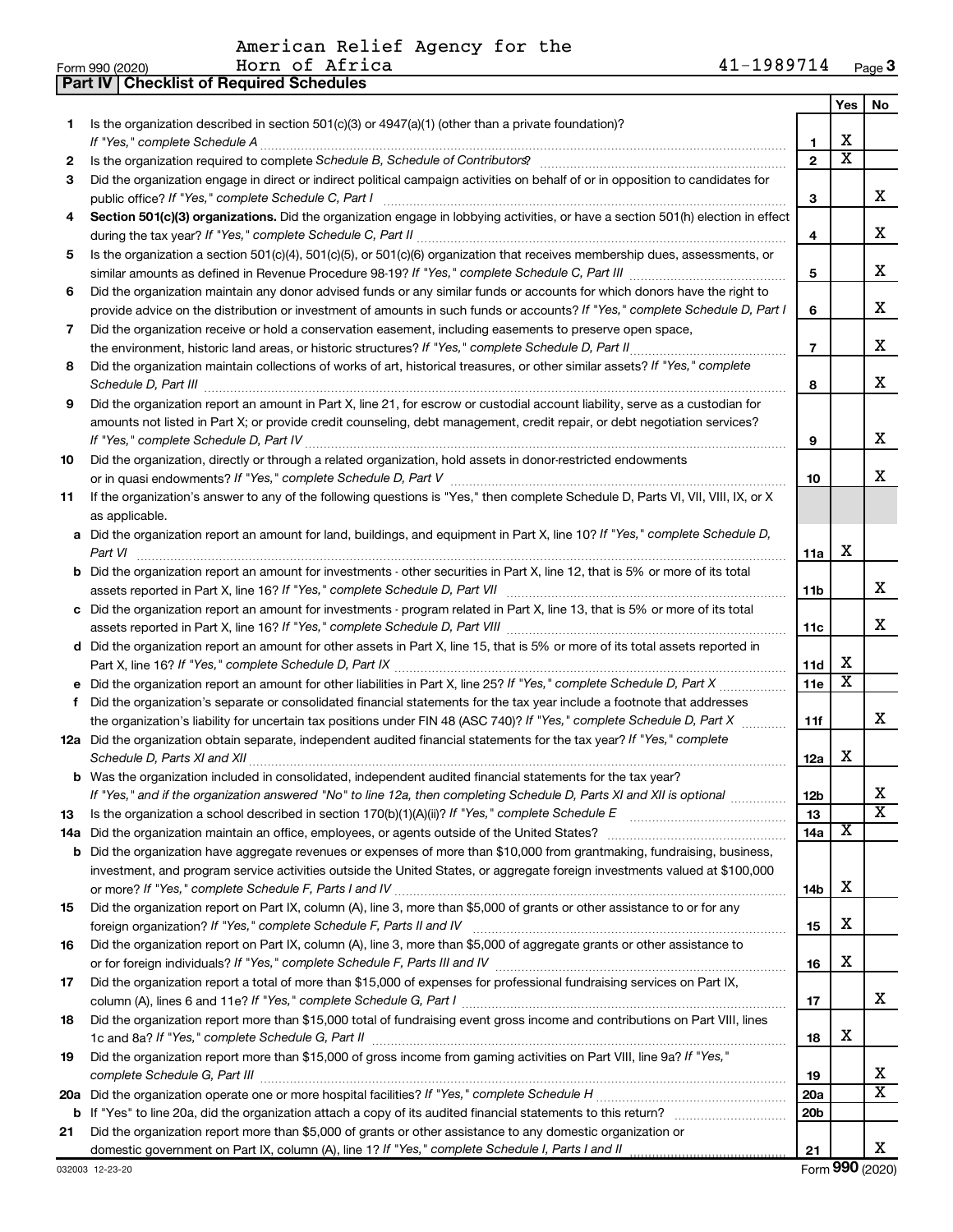American Relief Agency for the Horn of Africa 41-1989714

Form 990 (2020)

**Part IV | Checklist of Required Schedules**

| | | | Yes | No |
|---|---|---|---|---|
| 1 | Is the organization described in section 501(c)(3) or 4947(a)(1) (other than a private foundation)? *If "Yes," complete Schedule A* | 1 | X | |
| 2 | Is the organization required to complete *Schedule B, Schedule of Contributors*? | 2 | X | |
| 3 | Did the organization engage in direct or indirect political campaign activities on behalf of or in opposition to candidates for public office? *If "Yes," complete Schedule C, Part I* | 3 | | X |
| 4 | **Section 501(c)(3) organizations.** Did the organization engage in lobbying activities, or have a section 501(h) election in effect during the tax year? *If "Yes," complete Schedule C, Part II* | 4 | | X |
| 5 | Is the organization a section 501(c)(4), 501(c)(5), or 501(c)(6) organization that receives membership dues, assessments, or similar amounts as defined in Revenue Procedure 98-19? *If "Yes," complete Schedule C, Part III* | 5 | | X |
| 6 | Did the organization maintain any donor advised funds or any similar funds or accounts for which donors have the right to provide advice on the distribution or investment of amounts in such funds or accounts? *If "Yes," complete Schedule D, Part I* | 6 | | X |
| 7 | Did the organization receive or hold a conservation easement, including easements to preserve open space, the environment, historic land areas, or historic structures? *If "Yes," complete Schedule D, Part II* | 7 | | X |
| 8 | Did the organization maintain collections of works of art, historical treasures, or other similar assets? *If "Yes," complete Schedule D, Part III* | 8 | | X |
| 9 | Did the organization report an amount in Part X, line 21, for escrow or custodial account liability, serve as a custodian for amounts not listed in Part X; or provide credit counseling, debt management, credit repair, or debt negotiation services? *If "Yes," complete Schedule D, Part IV* | 9 | | X |
| 10 | Did the organization, directly or through a related organization, hold assets in donor-restricted endowments or in quasi endowments? *If "Yes," complete Schedule D, Part V* | 10 | | X |
| 11 | If the organization's answer to any of the following questions is "Yes," then complete Schedule D, Parts VI, VII, VIII, IX, or X as applicable. | | | |
| a | Did the organization report an amount for land, buildings, and equipment in Part X, line 10? *If "Yes," complete Schedule D, Part VI* | 11a | X | |
| b | Did the organization report an amount for investments - other securities in Part X, line 12, that is 5% or more of its total assets reported in Part X, line 16? *If "Yes," complete Schedule D, Part VII* | 11b | | X |
| c | Did the organization report an amount for investments - program related in Part X, line 13, that is 5% or more of its total assets reported in Part X, line 16? *If "Yes," complete Schedule D, Part VIII* | 11c | | X |
| d | Did the organization report an amount for other assets in Part X, line 15, that is 5% or more of its total assets reported in Part X, line 16? *If "Yes," complete Schedule D, Part IX* | 11d | X | |
| e | Did the organization report an amount for other liabilities in Part X, line 25? *If "Yes," complete Schedule D, Part X* | 11e | X | |
| f | Did the organization's separate or consolidated financial statements for the tax year include a footnote that addresses the organization's liability for uncertain tax positions under FIN 48 (ASC 740)? *If "Yes," complete Schedule D, Part X* | 11f | | X |
| 12a | Did the organization obtain separate, independent audited financial statements for the tax year? *If "Yes," complete Schedule D, Parts XI and XII* | 12a | X | |
| b | Was the organization included in consolidated, independent audited financial statements for the tax year? *If "Yes," and if the organization answered "No" to line 12a, then completing Schedule D, Parts XI and XII is optional* | 12b | | X |
| 13 | Is the organization a school described in section 170(b)(1)(A)(ii)? *If "Yes," complete Schedule E* | 13 | | X |
| 14a | Did the organization maintain an office, employees, or agents outside of the United States? | 14a | X | |
| b | Did the organization have aggregate revenues or expenses of more than $10,000 from grantmaking, fundraising, business, investment, and program service activities outside the United States, or aggregate foreign investments valued at $100,000 or more? *If "Yes," complete Schedule F, Parts I and IV* | 14b | X | |
| 15 | Did the organization report on Part IX, column (A), line 3, more than $5,000 of grants or other assistance to or for any foreign organization? *If "Yes," complete Schedule F, Parts II and IV* | 15 | X | |
| 16 | Did the organization report on Part IX, column (A), line 3, more than $5,000 of aggregate grants or other assistance to or for foreign individuals? *If "Yes," complete Schedule F, Parts III and IV* | 16 | X | |
| 17 | Did the organization report a total of more than $15,000 of expenses for professional fundraising services on Part IX, column (A), lines 6 and 11e? *If "Yes," complete Schedule G, Part I* | 17 | | X |
| 18 | Did the organization report more than $15,000 total of fundraising event gross income and contributions on Part VIII, lines 1c and 8a? *If "Yes," complete Schedule G, Part II* | 18 | X | |
| 19 | Did the organization report more than $15,000 of gross income from gaming activities on Part VIII, line 9a? *If "Yes," complete Schedule G, Part III* | 19 | | X |
| 20a | Did the organization operate one or more hospital facilities? *If "Yes," complete Schedule H* | 20a | | X |
| b | If "Yes" to line 20a, did the organization attach a copy of its audited financial statements to this return? | 20b | | |
| 21 | Did the organization report more than $5,000 of grants or other assistance to any domestic organization or domestic government on Part IX, column (A), line 1? *If "Yes," complete Schedule I, Parts I and II* | 21 | | X |

032003 12-23-20 Form **990** (2020)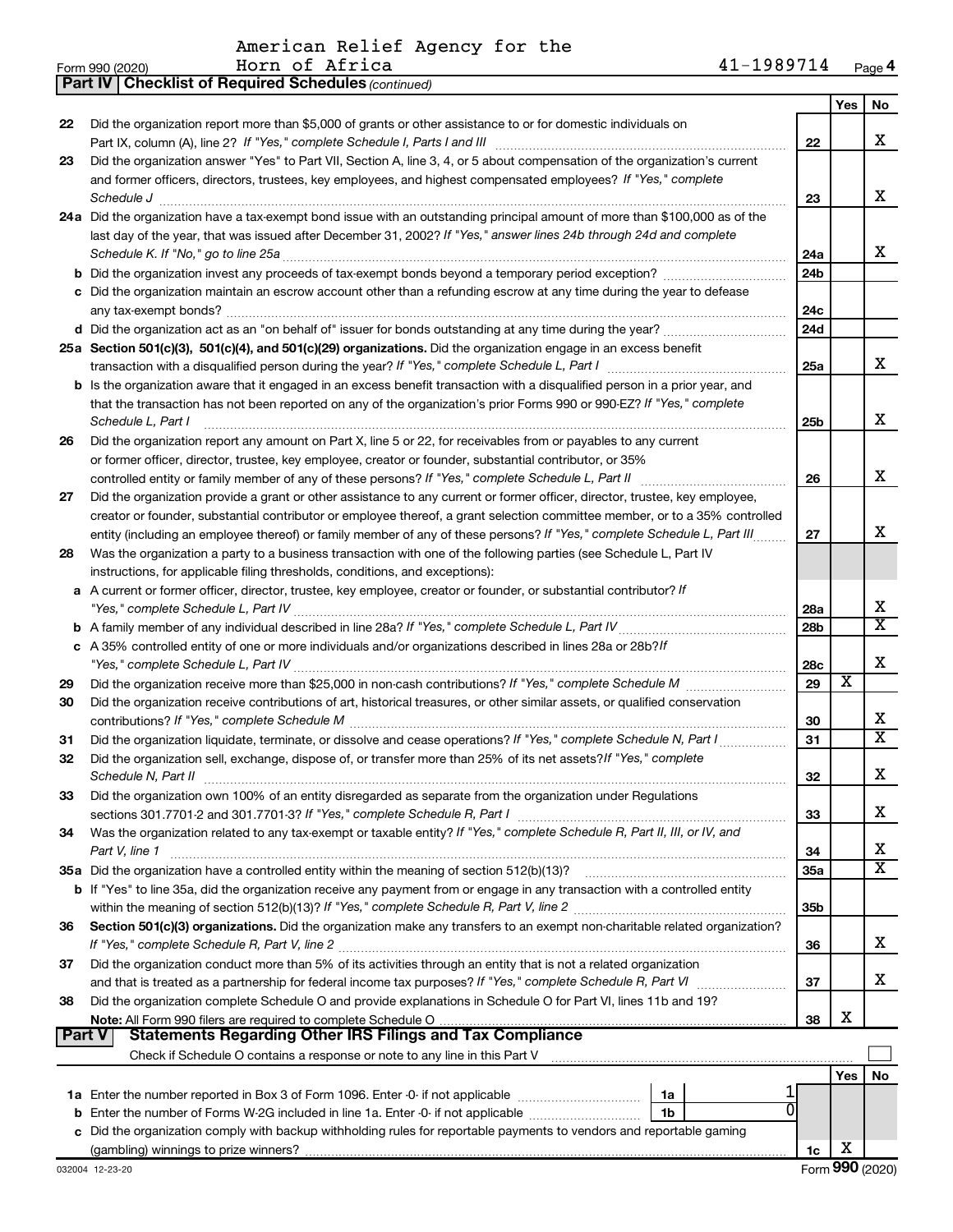American Relief Agency for the Horn of Africa

Form 990 (2020) 41-1989714 Page 4

**Part IV | Checklist of Required Schedules** *(continued)*

| | | | Yes | No |
|---|---|---|---|---|
| 22 | Did the organization report more than $5,000 of grants or other assistance to or for domestic individuals on Part IX, column (A), line 2? *If "Yes," complete Schedule I, Parts I and III* | 22 | | X |
| 23 | Did the organization answer "Yes" to Part VII, Section A, line 3, 4, or 5 about compensation of the organization's current and former officers, directors, trustees, key employees, and highest compensated employees? *If "Yes," complete Schedule J* | 23 | | X |
| 24a | Did the organization have a tax-exempt bond issue with an outstanding principal amount of more than $100,000 as of the last day of the year, that was issued after December 31, 2002? *If "Yes," answer lines 24b through 24d and complete Schedule K. If "No," go to line 25a* | 24a | | X |
| b | Did the organization invest any proceeds of tax-exempt bonds beyond a temporary period exception? | 24b | | |
| c | Did the organization maintain an escrow account other than a refunding escrow at any time during the year to defease any tax-exempt bonds? | 24c | | |
| d | Did the organization act as an "on behalf of" issuer for bonds outstanding at any time during the year? | 24d | | |
| 25a | **Section 501(c)(3), 501(c)(4), and 501(c)(29) organizations.** Did the organization engage in an excess benefit transaction with a disqualified person during the year? *If "Yes," complete Schedule L, Part I* | 25a | | X |
| b | Is the organization aware that it engaged in an excess benefit transaction with a disqualified person in a prior year, and that the transaction has not been reported on any of the organization's prior Forms 990 or 990-EZ? *If "Yes," complete Schedule L, Part I* | 25b | | X |
| 26 | Did the organization report any amount on Part X, line 5 or 22, for receivables from or payables to any current or former officer, director, trustee, key employee, creator or founder, substantial contributor, or 35% controlled entity or family member of any of these persons? *If "Yes," complete Schedule L, Part II* | 26 | | X |
| 27 | Did the organization provide a grant or other assistance to any current or former officer, director, trustee, key employee, creator or founder, substantial contributor or employee thereof, a grant selection committee member, or to a 35% controlled entity (including an employee thereof) or family member of any of these persons? *If "Yes," complete Schedule L, Part III* | 27 | | X |
| 28 | Was the organization a party to a business transaction with one of the following parties (see Schedule L, Part IV instructions, for applicable filing thresholds, conditions, and exceptions): | | | |
| a | A current or former officer, director, trustee, key employee, creator or founder, or substantial contributor? *If "Yes," complete Schedule L, Part IV* | 28a | | X |
| b | A family member of any individual described in line 28a? *If "Yes," complete Schedule L, Part IV* | 28b | | X |
| c | A 35% controlled entity of one or more individuals and/or organizations described in lines 28a or 28b? *If "Yes," complete Schedule L, Part IV* | 28c | | X |
| 29 | Did the organization receive more than $25,000 in non-cash contributions? *If "Yes," complete Schedule M* | 29 | X | |
| 30 | Did the organization receive contributions of art, historical treasures, or other similar assets, or qualified conservation contributions? *If "Yes," complete Schedule M* | 30 | | X |
| 31 | Did the organization liquidate, terminate, or dissolve and cease operations? *If "Yes," complete Schedule N, Part I* | 31 | | X |
| 32 | Did the organization sell, exchange, dispose of, or transfer more than 25% of its net assets? *If "Yes," complete Schedule N, Part II* | 32 | | X |
| 33 | Did the organization own 100% of an entity disregarded as separate from the organization under Regulations sections 301.7701-2 and 301.7701-3? *If "Yes," complete Schedule R, Part I* | 33 | | X |
| 34 | Was the organization related to any tax-exempt or taxable entity? *If "Yes," complete Schedule R, Part II, III, or IV, and Part V, line 1* | 34 | | X |
| 35a | Did the organization have a controlled entity within the meaning of section 512(b)(13)? | 35a | | X |
| b | If "Yes" to line 35a, did the organization receive any payment from or engage in any transaction with a controlled entity within the meaning of section 512(b)(13)? *If "Yes," complete Schedule R, Part V, line 2* | 35b | | |
| 36 | **Section 501(c)(3) organizations.** Did the organization make any transfers to an exempt non-charitable related organization? *If "Yes," complete Schedule R, Part V, line 2* | 36 | | X |
| 37 | Did the organization conduct more than 5% of its activities through an entity that is not a related organization and that is treated as a partnership for federal income tax purposes? *If "Yes," complete Schedule R, Part VI* | 37 | | X |
| 38 | Did the organization complete Schedule O and provide explanations in Schedule O for Part VI, lines 11b and 19? **Note:** All Form 990 filers are required to complete Schedule O | 38 | X | |

**Part V | Statements Regarding Other IRS Filings and Tax Compliance**

Check if Schedule O contains a response or note to any line in this Part V ☐

| | | | | | Yes | No |
|---|---|---|---|---|---|---|
| 1a | Enter the number reported in Box 3 of Form 1096. Enter -0- if not applicable | 1a | 1 | | | |
| b | Enter the number of Forms W-2G included in line 1a. Enter -0- if not applicable | 1b | 0 | | | |
| c | Did the organization comply with backup withholding rules for reportable payments to vendors and reportable gaming (gambling) winnings to prize winners? | | | 1c | X | |

032004 12-23-20 Form **990** (2020)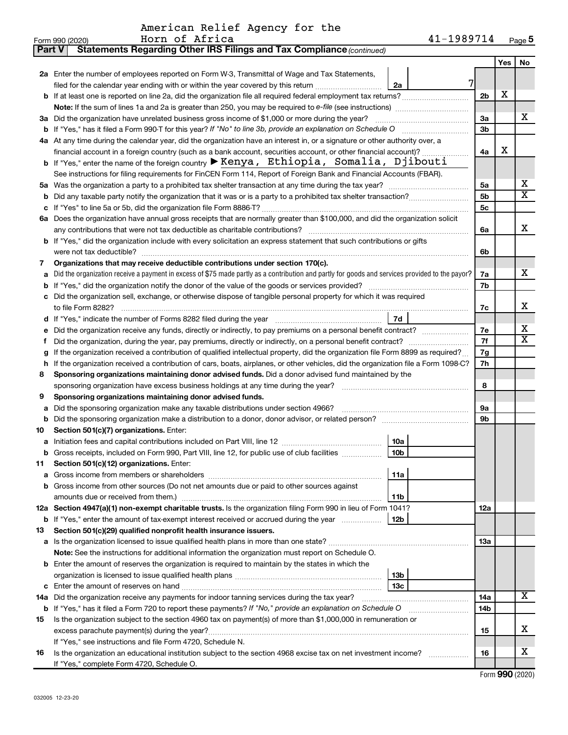American Relief Agency for the Horn of Africa

Form 990 (2020) 41-1989714

**Part V — Statements Regarding Other IRS Filings and Tax Compliance** *(continued)*

| | | | | | Yes | No |
|---|---|---|---|---|---|---|
| **2a** | Enter the number of employees reported on Form W-3, Transmittal of Wage and Tax Statements, filed for the calendar year ending with or within the year covered by this return | 2a | 7 | | | |
| **b** | If at least one is reported on line 2a, did the organization file all required federal employment tax returns? | | | 2b | X | |
| | **Note:** If the sum of lines 1a and 2a is greater than 250, you may be required to *e-file* (see instructions) | | | | | |
| **3a** | Did the organization have unrelated business gross income of $1,000 or more during the year? | | | 3a | | X |
| **b** | If "Yes," has it filed a Form 990-T for this year? *If "No" to line 3b, provide an explanation on Schedule O* | | | 3b | | |
| **4a** | At any time during the calendar year, did the organization have an interest in, or a signature or other authority over, a financial account in a foreign country (such as a bank account, securities account, or other financial account)? | | | 4a | X | |
| **b** | If "Yes," enter the name of the foreign country ▶ Kenya, Ethiopia, Somalia, Djibouti | | | | | |
| | See instructions for filing requirements for FinCEN Form 114, Report of Foreign Bank and Financial Accounts (FBAR). | | | | | |
| **5a** | Was the organization a party to a prohibited tax shelter transaction at any time during the tax year? | | | 5a | | X |
| **b** | Did any taxable party notify the organization that it was or is a party to a prohibited tax shelter transaction? | | | 5b | | X |
| **c** | If "Yes" to line 5a or 5b, did the organization file Form 8886-T? | | | 5c | | |
| **6a** | Does the organization have annual gross receipts that are normally greater than $100,000, and did the organization solicit any contributions that were not tax deductible as charitable contributions? | | | 6a | | X |
| **b** | If "Yes," did the organization include with every solicitation an express statement that such contributions or gifts were not tax deductible? | | | 6b | | |
| **7** | **Organizations that may receive deductible contributions under section 170(c).** | | | | | |
| **a** | Did the organization receive a payment in excess of $75 made partly as a contribution and partly for goods and services provided to the payor? | | | 7a | | X |
| **b** | If "Yes," did the organization notify the donor of the value of the goods or services provided? | | | 7b | | |
| **c** | Did the organization sell, exchange, or otherwise dispose of tangible personal property for which it was required to file Form 8282? | | | 7c | | X |
| **d** | If "Yes," indicate the number of Forms 8282 filed during the year | 7d | | | | |
| **e** | Did the organization receive any funds, directly or indirectly, to pay premiums on a personal benefit contract? | | | 7e | | X |
| **f** | Did the organization, during the year, pay premiums, directly or indirectly, on a personal benefit contract? | | | 7f | | X |
| **g** | If the organization received a contribution of qualified intellectual property, did the organization file Form 8899 as required? | | | 7g | | |
| **h** | If the organization received a contribution of cars, boats, airplanes, or other vehicles, did the organization file a Form 1098-C? | | | 7h | | |
| **8** | **Sponsoring organizations maintaining donor advised funds.** Did a donor advised fund maintained by the sponsoring organization have excess business holdings at any time during the year? | | | 8 | | |
| **9** | **Sponsoring organizations maintaining donor advised funds.** | | | | | |
| **a** | Did the sponsoring organization make any taxable distributions under section 4966? | | | 9a | | |
| **b** | Did the sponsoring organization make a distribution to a donor, donor advisor, or related person? | | | 9b | | |
| **10** | **Section 501(c)(7) organizations.** Enter: | | | | | |
| **a** | Initiation fees and capital contributions included on Part VIII, line 12 | 10a | | | | |
| **b** | Gross receipts, included on Form 990, Part VIII, line 12, for public use of club facilities | 10b | | | | |
| **11** | **Section 501(c)(12) organizations.** Enter: | | | | | |
| **a** | Gross income from members or shareholders | 11a | | | | |
| **b** | Gross income from other sources (Do not net amounts due or paid to other sources against amounts due or received from them.) | 11b | | | | |
| **12a** | **Section 4947(a)(1) non-exempt charitable trusts.** Is the organization filing Form 990 in lieu of Form 1041? | | | 12a | | |
| **b** | If "Yes," enter the amount of tax-exempt interest received or accrued during the year | 12b | | | | |
| **13** | **Section 501(c)(29) qualified nonprofit health insurance issuers.** | | | | | |
| **a** | Is the organization licensed to issue qualified health plans in more than one state? | | | 13a | | |
| | **Note:** See the instructions for additional information the organization must report on Schedule O. | | | | | |
| **b** | Enter the amount of reserves the organization is required to maintain by the states in which the organization is licensed to issue qualified health plans | 13b | | | | |
| **c** | Enter the amount of reserves on hand | 13c | | | | |
| **14a** | Did the organization receive any payments for indoor tanning services during the tax year? | | | 14a | | X |
| **b** | If "Yes," has it filed a Form 720 to report these payments? *If "No," provide an explanation on Schedule O* | | | 14b | | |
| **15** | Is the organization subject to the section 4960 tax on payment(s) of more than $1,000,000 in remuneration or excess parachute payment(s) during the year? | | | 15 | | X |
| | If "Yes," see instructions and file Form 4720, Schedule N. | | | | | |
| **16** | Is the organization an educational institution subject to the section 4968 excise tax on net investment income? | | | 16 | | X |
| | If "Yes," complete Form 4720, Schedule O. | | | | | |

Form **990** (2020)

032005 12-23-20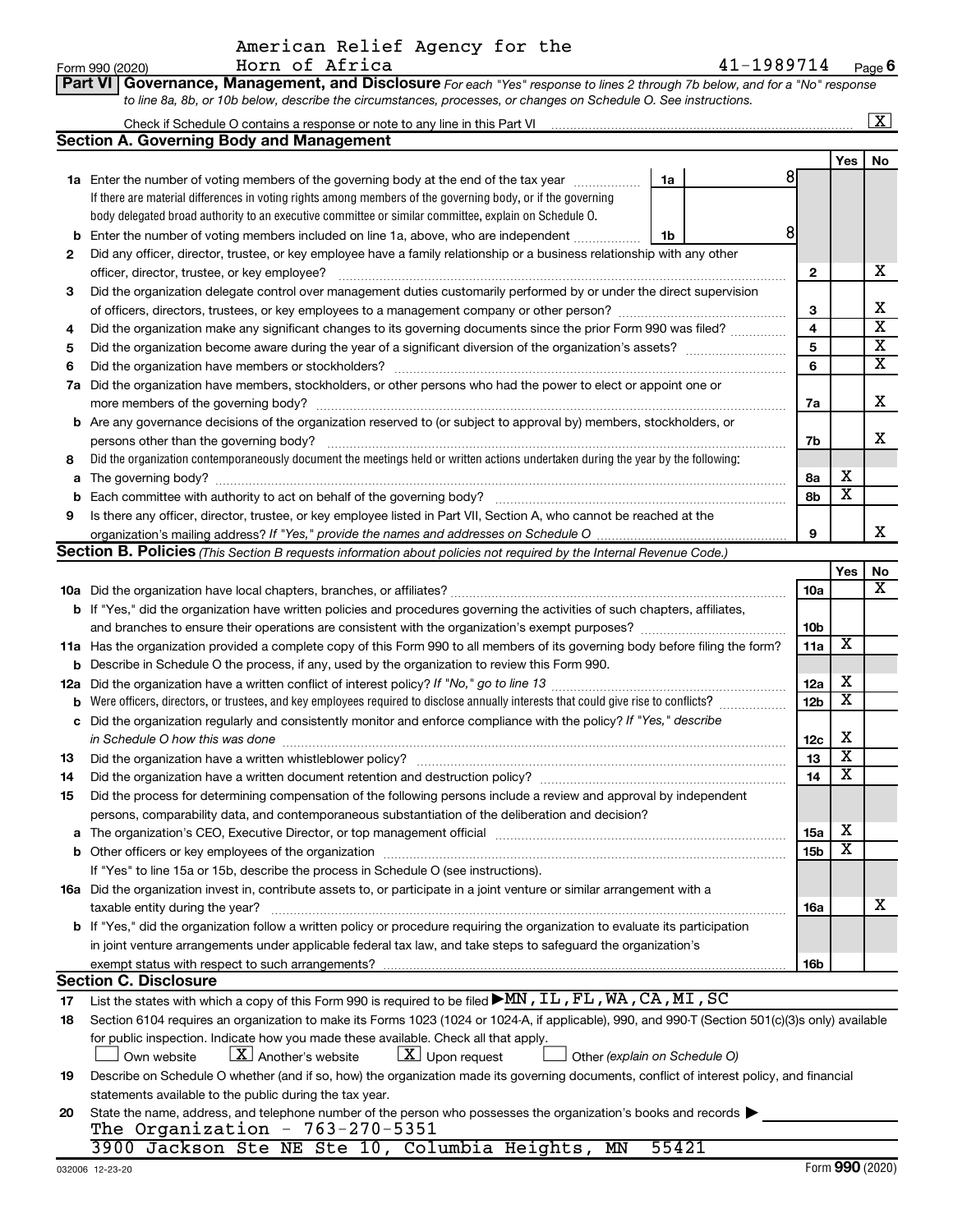American Relief Agency for the Horn of Africa

Form 990 (2020) 41-1989714 Page 6

**Part VI Governance, Management, and Disclosure** *For each "Yes" response to lines 2 through 7b below, and for a "No" response to line 8a, 8b, or 10b below, describe the circumstances, processes, or changes on Schedule O. See instructions.*

Check if Schedule O contains a response or note to any line in this Part VI ..... [X]

## Section A. Governing Body and Management

| | | | Yes | No |
|---|---|---|---|---|
| **1a** | Enter the number of voting members of the governing body at the end of the tax year ..... 1a 8. If there are material differences in voting rights among members of the governing body, or if the governing body delegated broad authority to an executive committee or similar committee, explain on Schedule O. | | | |
| **b** | Enter the number of voting members included on line 1a, above, who are independent ..... 1b 8 | | | |
| **2** | Did any officer, director, trustee, or key employee have a family relationship or a business relationship with any other officer, director, trustee, or key employee? | 2 | | X |
| **3** | Did the organization delegate control over management duties customarily performed by or under the direct supervision of officers, directors, trustees, or key employees to a management company or other person? | 3 | | X |
| **4** | Did the organization make any significant changes to its governing documents since the prior Form 990 was filed? | 4 | | X |
| **5** | Did the organization become aware during the year of a significant diversion of the organization's assets? | 5 | | X |
| **6** | Did the organization have members or stockholders? | 6 | | X |
| **7a** | Did the organization have members, stockholders, or other persons who had the power to elect or appoint one or more members of the governing body? | 7a | | X |
| **b** | Are any governance decisions of the organization reserved to (or subject to approval by) members, stockholders, or persons other than the governing body? | 7b | | X |
| **8** | Did the organization contemporaneously document the meetings held or written actions undertaken during the year by the following: | | | |
| **a** | The governing body? | 8a | X | |
| **b** | Each committee with authority to act on behalf of the governing body? | 8b | X | |
| **9** | Is there any officer, director, trustee, or key employee listed in Part VII, Section A, who cannot be reached at the organization's mailing address? *If "Yes," provide the names and addresses on Schedule O* | 9 | | X |

## Section B. Policies *(This Section B requests information about policies not required by the Internal Revenue Code.)*

| | | | Yes | No |
|---|---|---|---|---|
| **10a** | Did the organization have local chapters, branches, or affiliates? | 10a | | X |
| **b** | If "Yes," did the organization have written policies and procedures governing the activities of such chapters, affiliates, and branches to ensure their operations are consistent with the organization's exempt purposes? | 10b | | |
| **11a** | Has the organization provided a complete copy of this Form 990 to all members of its governing body before filing the form? | 11a | X | |
| **b** | Describe in Schedule O the process, if any, used by the organization to review this Form 990. | | | |
| **12a** | Did the organization have a written conflict of interest policy? *If "No," go to line 13* | 12a | X | |
| **b** | Were officers, directors, or trustees, and key employees required to disclose annually interests that could give rise to conflicts? | 12b | X | |
| **c** | Did the organization regularly and consistently monitor and enforce compliance with the policy? *If "Yes," describe in Schedule O how this was done* | 12c | X | |
| **13** | Did the organization have a written whistleblower policy? | 13 | X | |
| **14** | Did the organization have a written document retention and destruction policy? | 14 | X | |
| **15** | Did the process for determining compensation of the following persons include a review and approval by independent persons, comparability data, and contemporaneous substantiation of the deliberation and decision? | | | |
| **a** | The organization's CEO, Executive Director, or top management official | 15a | X | |
| **b** | Other officers or key employees of the organization | 15b | X | |
| | If "Yes" to line 15a or 15b, describe the process in Schedule O (see instructions). | | | |
| **16a** | Did the organization invest in, contribute assets to, or participate in a joint venture or similar arrangement with a taxable entity during the year? | 16a | | X |
| **b** | If "Yes," did the organization follow a written policy or procedure requiring the organization to evaluate its participation in joint venture arrangements under applicable federal tax law, and take steps to safeguard the organization's exempt status with respect to such arrangements? | 16b | | |

## Section C. Disclosure

**17** List the states with which a copy of this Form 990 is required to be filed ▶ MN, IL, FL, WA, CA, MI, SC

**18** Section 6104 requires an organization to make its Forms 1023 (1024 or 1024-A, if applicable), 990, and 990-T (Section 501(c)(3)s only) available for public inspection. Indicate how you made these available. Check all that apply.

[ ] Own website [X] Another's website [X] Upon request [ ] Other *(explain on Schedule O)*

**19** Describe on Schedule O whether (and if so, how) the organization made its governing documents, conflict of interest policy, and financial statements available to the public during the tax year.

**20** State the name, address, and telephone number of the person who possesses the organization's books and records ▶

The Organization - 763-270-5351
3900 Jackson Ste NE Ste 10, Columbia Heights, MN 55421

032006 12-23-20 Form **990** (2020)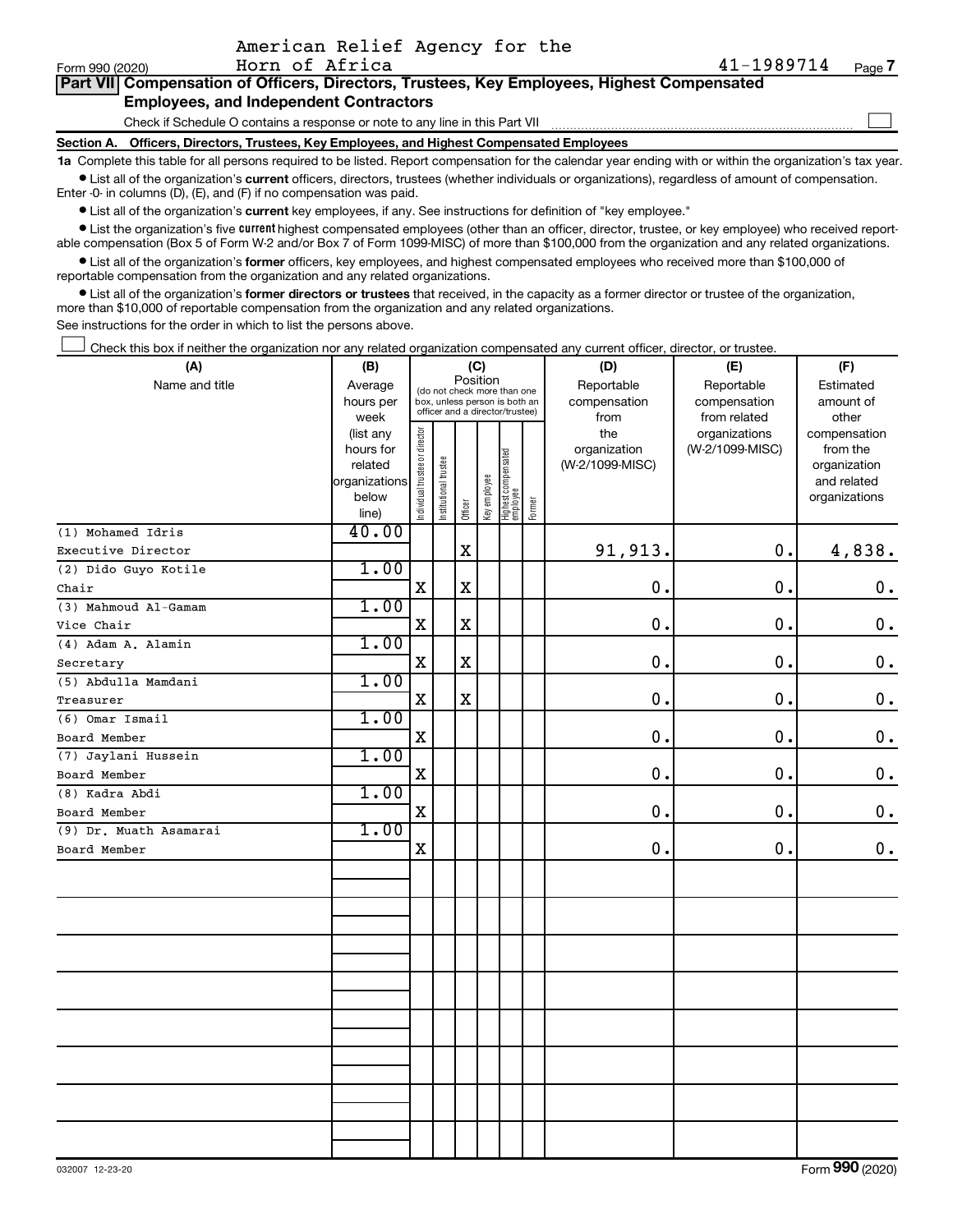American Relief Agency for the Horn of Africa

Form 990 (2020) 41-1989714 Page **7**

**Part VII Compensation of Officers, Directors, Trustees, Key Employees, Highest Compensated Employees, and Independent Contractors**

Check if Schedule O contains a response or note to any line in this Part VII ☐

**Section A. Officers, Directors, Trustees, Key Employees, and Highest Compensated Employees**

**1a** Complete this table for all persons required to be listed. Report compensation for the calendar year ending with or within the organization's tax year.

- List all of the organization's **current** officers, directors, trustees (whether individuals or organizations), regardless of amount of compensation. Enter -0- in columns (D), (E), and (F) if no compensation was paid.
- List all of the organization's **current** key employees, if any. See instructions for definition of "key employee."
- List the organization's five **current** highest compensated employees (other than an officer, director, trustee, or key employee) who received reportable compensation (Box 5 of Form W-2 and/or Box 7 of Form 1099-MISC) of more than $100,000 from the organization and any related organizations.
- List all of the organization's **former** officers, key employees, and highest compensated employees who received more than $100,000 of reportable compensation from the organization and any related organizations.
- List all of the organization's **former directors or trustees** that received, in the capacity as a former director or trustee of the organization, more than $10,000 of reportable compensation from the organization and any related organizations.

See instructions for the order in which to list the persons above.

☐ Check this box if neither the organization nor any related organization compensated any current officer, director, or trustee.

| (A) Name and title | (B) Average hours per week (list any hours for related organizations below line) | (C) Position (do not check more than one box, unless person is both an officer and a director/trustee): Individual trustee or director | Institutional trustee | Officer | Key employee | Highest compensated employee | Former | (D) Reportable compensation from the organization (W-2/1099-MISC) | (E) Reportable compensation from related organizations (W-2/1099-MISC) | (F) Estimated amount of other compensation from the organization and related organizations |
|---|---|---|---|---|---|---|---|---|---|---|
| (1) Mohamed Idris<br>Executive Director | 40.00 | | | X | | | | 91,913. | 0. | 4,838. |
| (2) Dido Guyo Kotile<br>Chair | 1.00 | X | | X | | | | 0. | 0. | 0. |
| (3) Mahmoud Al-Gamam<br>Vice Chair | 1.00 | X | | X | | | | 0. | 0. | 0. |
| (4) Adam A. Alamin<br>Secretary | 1.00 | X | | X | | | | 0. | 0. | 0. |
| (5) Abdulla Mamdani<br>Treasurer | 1.00 | X | | X | | | | 0. | 0. | 0. |
| (6) Omar Ismail<br>Board Member | 1.00 | X | | | | | | 0. | 0. | 0. |
| (7) Jaylani Hussein<br>Board Member | 1.00 | X | | | | | | 0. | 0. | 0. |
| (8) Kadra Abdi<br>Board Member | 1.00 | X | | | | | | 0. | 0. | 0. |
| (9) Dr. Muath Asamarai<br>Board Member | 1.00 | X | | | | | | 0. | 0. | 0. |

032007 12-23-20 Form **990** (2020)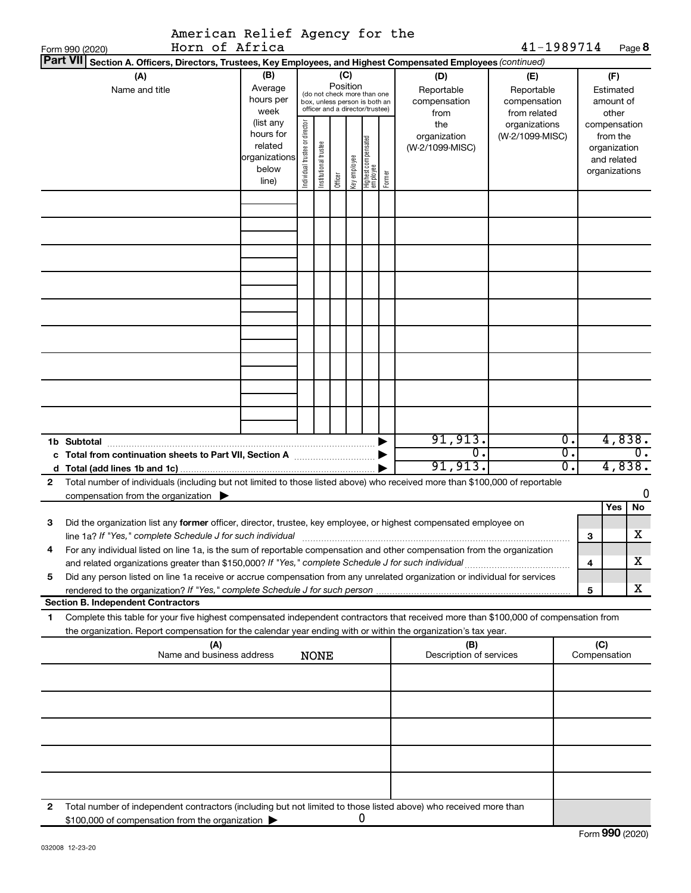American Relief Agency for the Horn of Africa

Form 990 (2020) 41-1989714 Page **8**

**Part VII** **Section A. Officers, Directors, Trustees, Key Employees, and Highest Compensated Employees** *(continued)*

| (A) Name and title | (B) Average hours per week (list any hours for related organizations below line) | (C) Position: Individual trustee or director | Institutional trustee | Officer | Key employee | Highest compensated employee | Former | (D) Reportable compensation from the organization (W-2/1099-MISC) | (E) Reportable compensation from related organizations (W-2/1099-MISC) | (F) Estimated amount of other compensation from the organization and related organizations |
|---|---|---|---|---|---|---|---|---|---|---|
| | | | | | | | | | | |
| | | | | | | | | | | |
| | | | | | | | | | | |
| | | | | | | | | | | |
| | | | | | | | | | | |
| | | | | | | | | | | |
| | | | | | | | | | | |
| | | | | | | | | | | |
| | | | | | | | | | | |
| **1b Subtotal** | | | | | | | ▶ | 91,913. | 0. | 4,838. |
| **c Total from continuation sheets to Part VII, Section A** | | | | | | | ▶ | 0. | 0. | 0. |
| **d Total (add lines 1b and 1c)** | | | | | | | ▶ | 91,913. | 0. | 4,838. |

**2** Total number of individuals (including but not limited to those listed above) who received more than $100,000 of reportable compensation from the organization ▶ 0

| | | | Yes | No |
|---|---|---|---|---|
| **3** | Did the organization list any **former** officer, director, trustee, key employee, or highest compensated employee on line 1a? *If "Yes," complete Schedule J for such individual* | **3** | | X |
| **4** | For any individual listed on line 1a, is the sum of reportable compensation and other compensation from the organization and related organizations greater than $150,000? *If "Yes," complete Schedule J for such individual* | **4** | | X |
| **5** | Did any person listed on line 1a receive or accrue compensation from any unrelated organization or individual for services rendered to the organization? *If "Yes," complete Schedule J for such person* | **5** | | X |

**Section B. Independent Contractors**

**1** Complete this table for your five highest compensated independent contractors that received more than $100,000 of compensation from the organization. Report compensation for the calendar year ending with or within the organization's tax year.

| (A) Name and business address | (B) Description of services | (C) Compensation |
|---|---|---|
| NONE | | |
| | | |
| | | |
| | | |
| | | |
| | | |

**2** Total number of independent contractors (including but not limited to those listed above) who received more than $100,000 of compensation from the organization ▶ 0

Form **990** (2020)

032008 12-23-20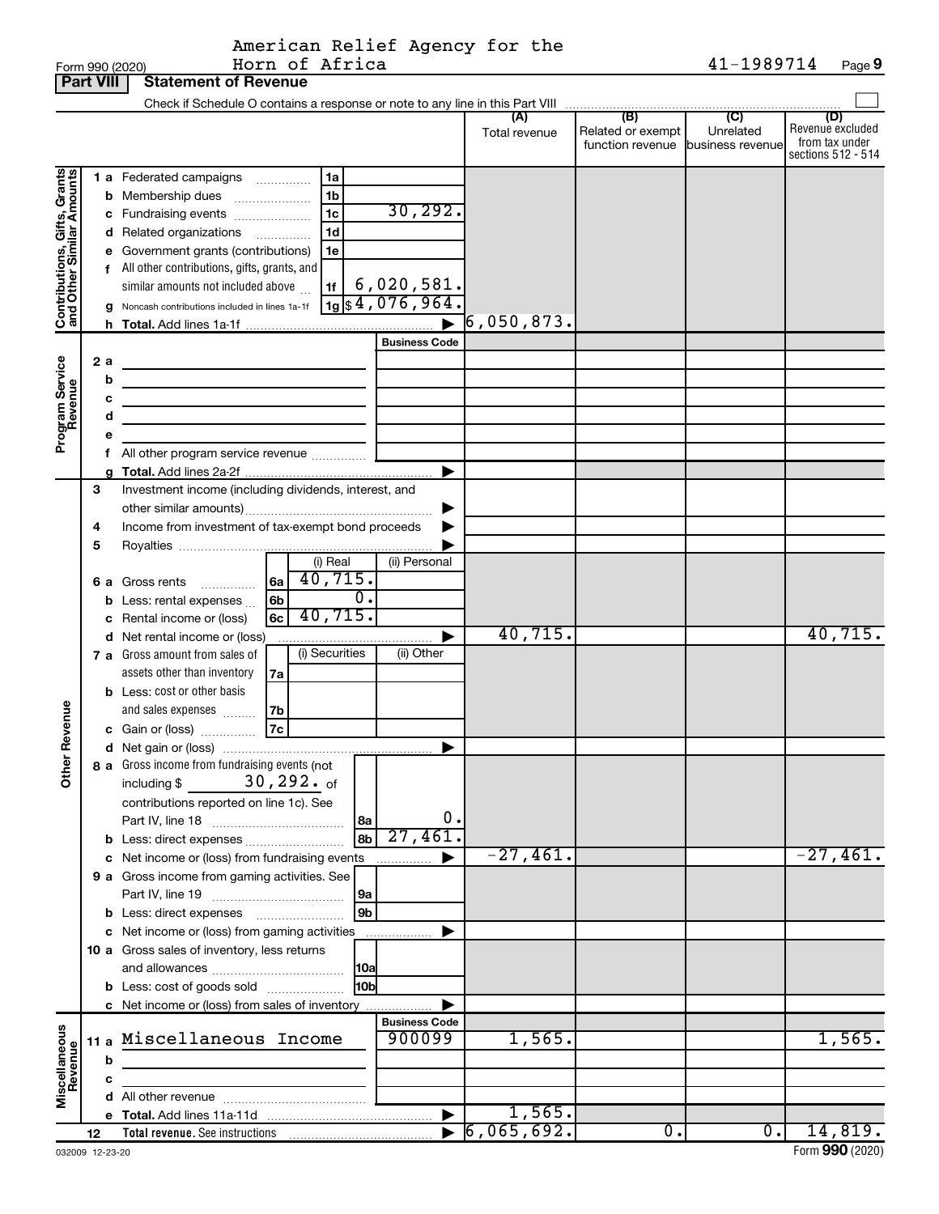American Relief Agency for the Horn of Africa

Form 990 (2020) 41-1989714

## Part VIII Statement of Revenue

Check if Schedule O contains a response or note to any line in this Part VIII

| | | | | (A) Total revenue | (B) Related or exempt function revenue | (C) Unrelated business revenue | (D) Revenue excluded from tax under sections 512 - 514 |
|---|---|---|---|---|---|---|---|
| **Contributions, Gifts, Grants and Other Similar Amounts** | 1 a Federated campaigns | 1a | | | | | |
| | b Membership dues | 1b | | | | | |
| | c Fundraising events | 1c | 30,292. | | | | |
| | d Related organizations | 1d | | | | | |
| | e Government grants (contributions) | 1e | | | | | |
| | f All other contributions, gifts, grants, and similar amounts not included above | 1f | 6,020,581. | | | | |
| | g Noncash contributions included in lines 1a-1f | 1g | $4,076,964. | | | | |
| | h Total. Add lines 1a-1f | | | 6,050,873. | | | |
| **Program Service Revenue** | | | Business Code | | | | |
| | 2 a | | | | | | |
| | b | | | | | | |
| | c | | | | | | |
| | d | | | | | | |
| | e | | | | | | |
| | f All other program service revenue | | | | | | |
| | g Total. Add lines 2a-2f | | | | | | |
| **Other Revenue** | 3 Investment income (including dividends, interest, and other similar amounts) | | | | | | |
| | 4 Income from investment of tax-exempt bond proceeds | | | | | | |
| | 5 Royalties | | | | | | |
| | | (i) Real | (ii) Personal | | | | |
| | 6 a Gross rents 6a | 40,715. | | | | | |
| | b Less: rental expenses 6b | 0. | | | | | |
| | c Rental income or (loss) 6c | 40,715. | | | | | |
| | d Net rental income or (loss) | | | 40,715. | | | 40,715. |
| | | (i) Securities | (ii) Other | | | | |
| | 7 a Gross amount from sales of assets other than inventory 7a | | | | | | |
| | b Less: cost or other basis and sales expenses 7b | | | | | | |
| | c Gain or (loss) 7c | | | | | | |
| | d Net gain or (loss) | | | | | | |
| | 8 a Gross income from fundraising events (not including $ 30,292. of contributions reported on line 1c). See Part IV, line 18 | 8a | 0. | | | | |
| | b Less: direct expenses | 8b | 27,461. | | | | |
| | c Net income or (loss) from fundraising events | | | -27,461. | | | -27,461. |
| | 9 a Gross income from gaming activities. See Part IV, line 19 | 9a | | | | | |
| | b Less: direct expenses | 9b | | | | | |
| | c Net income or (loss) from gaming activities | | | | | | |
| | 10 a Gross sales of inventory, less returns and allowances | 10a | | | | | |
| | b Less: cost of goods sold | 10b | | | | | |
| | c Net income or (loss) from sales of inventory | | | | | | |
| **Miscellaneous Revenue** | | | Business Code | | | | |
| | 11 a Miscellaneous Income | | 900099 | 1,565. | | | 1,565. |
| | b | | | | | | |
| | c | | | | | | |
| | d All other revenue | | | | | | |
| | e Total. Add lines 11a-11d | | | 1,565. | | | |
| | 12 Total revenue. See instructions | | | 6,065,692. | 0. | 0. | 14,819. |

032009 12-23-20

Form **990** (2020)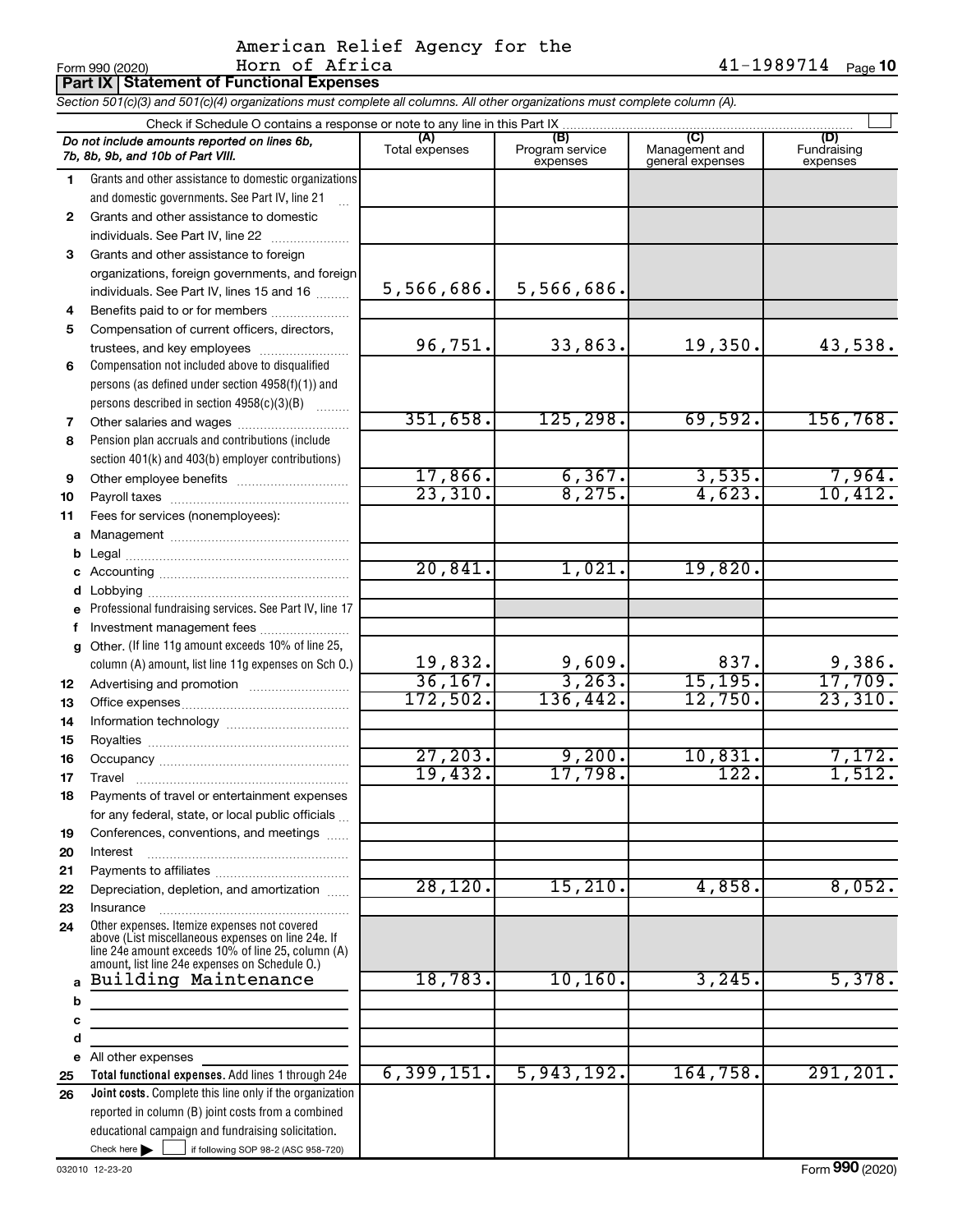American Relief Agency for the Horn of Africa

Form 990 (2020) 41-1989714 Page 10

## Part IX Statement of Functional Expenses

*Section 501(c)(3) and 501(c)(4) organizations must complete all columns. All other organizations must complete column (A).*

Check if Schedule O contains a response or note to any line in this Part IX

| | *Do not include amounts reported on lines 6b, 7b, 8b, 9b, and 10b of Part VIII.* | (A) Total expenses | (B) Program service expenses | (C) Management and general expenses | (D) Fundraising expenses |
|---|---|---|---|---|---|
| 1 | Grants and other assistance to domestic organizations and domestic governments. See Part IV, line 21 | | | | |
| 2 | Grants and other assistance to domestic individuals. See Part IV, line 22 | | | | |
| 3 | Grants and other assistance to foreign organizations, foreign governments, and foreign individuals. See Part IV, lines 15 and 16 | 5,566,686. | 5,566,686. | | |
| 4 | Benefits paid to or for members | | | | |
| 5 | Compensation of current officers, directors, trustees, and key employees | 96,751. | 33,863. | 19,350. | 43,538. |
| 6 | Compensation not included above to disqualified persons (as defined under section 4958(f)(1)) and persons described in section 4958(c)(3)(B) | | | | |
| 7 | Other salaries and wages | 351,658. | 125,298. | 69,592. | 156,768. |
| 8 | Pension plan accruals and contributions (include section 401(k) and 403(b) employer contributions) | | | | |
| 9 | Other employee benefits | 17,866. | 6,367. | 3,535. | 7,964. |
| 10 | Payroll taxes | 23,310. | 8,275. | 4,623. | 10,412. |
| 11 | Fees for services (nonemployees): | | | | |
| a | Management | | | | |
| b | Legal | | | | |
| c | Accounting | 20,841. | 1,021. | 19,820. | |
| d | Lobbying | | | | |
| e | Professional fundraising services. See Part IV, line 17 | | | | |
| f | Investment management fees | | | | |
| g | Other. (If line 11g amount exceeds 10% of line 25, column (A) amount, list line 11g expenses on Sch O.) | 19,832. | 9,609. | 837. | 9,386. |
| 12 | Advertising and promotion | 36,167. | 3,263. | 15,195. | 17,709. |
| 13 | Office expenses | 172,502. | 136,442. | 12,750. | 23,310. |
| 14 | Information technology | | | | |
| 15 | Royalties | | | | |
| 16 | Occupancy | 27,203. | 9,200. | 10,831. | 7,172. |
| 17 | Travel | 19,432. | 17,798. | 122. | 1,512. |
| 18 | Payments of travel or entertainment expenses for any federal, state, or local public officials | | | | |
| 19 | Conferences, conventions, and meetings | | | | |
| 20 | Interest | | | | |
| 21 | Payments to affiliates | | | | |
| 22 | Depreciation, depletion, and amortization | 28,120. | 15,210. | 4,858. | 8,052. |
| 23 | Insurance | | | | |
| 24 | Other expenses. Itemize expenses not covered above (List miscellaneous expenses on line 24e. If line 24e amount exceeds 10% of line 25, column (A) amount, list line 24e expenses on Schedule O.) | | | | |
| a | Building Maintenance | 18,783. | 10,160. | 3,245. | 5,378. |
| b | | | | | |
| c | | | | | |
| d | | | | | |
| e | All other expenses | | | | |
| 25 | **Total functional expenses.** Add lines 1 through 24e | 6,399,151. | 5,943,192. | 164,758. | 291,201. |
| 26 | **Joint costs.** Complete this line only if the organization reported in column (B) joint costs from a combined educational campaign and fundraising solicitation. Check here ☐ if following SOP 98-2 (ASC 958-720) | | | | |

032010 12-23-20 Form **990** (2020)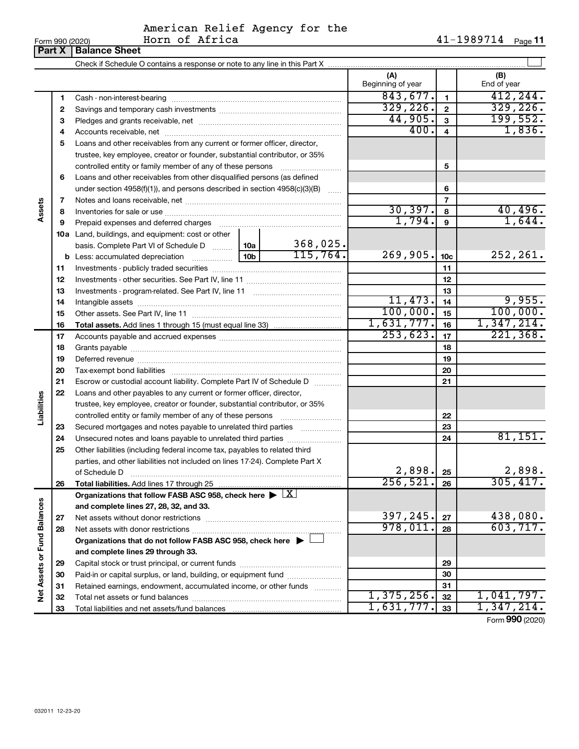American Relief Agency for the Horn of Africa

Form 990 (2020) 41-1989714

## Part X | Balance Sheet

Check if Schedule O contains a response or note to any line in this Part X ☐

| | | | | (A) Beginning of year | | (B) End of year |
|---|---|---|---|---|---|---|
| **Assets** | 1 | Cash - non-interest-bearing | | 843,677. | 1 | 412,244. |
| | 2 | Savings and temporary cash investments | | 329,226. | 2 | 329,226. |
| | 3 | Pledges and grants receivable, net | | 44,905. | 3 | 199,552. |
| | 4 | Accounts receivable, net | | 400. | 4 | 1,836. |
| | 5 | Loans and other receivables from any current or former officer, director, trustee, key employee, creator or founder, substantial contributor, or 35% controlled entity or family member of any of these persons | | | 5 | |
| | 6 | Loans and other receivables from other disqualified persons (as defined under section 4958(f)(1)), and persons described in section 4958(c)(3)(B) | | | 6 | |
| | 7 | Notes and loans receivable, net | | | 7 | |
| | 8 | Inventories for sale or use | | 30,397. | 8 | 40,496. |
| | 9 | Prepaid expenses and deferred charges | | 1,794. | 9 | 1,644. |
| | 10a | Land, buildings, and equipment: cost or other basis. Complete Part VI of Schedule D | 10a 368,025. | | | |
| | b | Less: accumulated depreciation | 10b 115,764. | 269,905. | 10c | 252,261. |
| | 11 | Investments - publicly traded securities | | | 11 | |
| | 12 | Investments - other securities. See Part IV, line 11 | | | 12 | |
| | 13 | Investments - program-related. See Part IV, line 11 | | | 13 | |
| | 14 | Intangible assets | | 11,473. | 14 | 9,955. |
| | 15 | Other assets. See Part IV, line 11 | | 100,000. | 15 | 100,000. |
| | 16 | **Total assets.** Add lines 1 through 15 (must equal line 33) | | 1,631,777. | 16 | 1,347,214. |
| **Liabilities** | 17 | Accounts payable and accrued expenses | | 253,623. | 17 | 221,368. |
| | 18 | Grants payable | | | 18 | |
| | 19 | Deferred revenue | | | 19 | |
| | 20 | Tax-exempt bond liabilities | | | 20 | |
| | 21 | Escrow or custodial account liability. Complete Part IV of Schedule D | | | 21 | |
| | 22 | Loans and other payables to any current or former officer, director, trustee, key employee, creator or founder, substantial contributor, or 35% controlled entity or family member of any of these persons | | | 22 | |
| | 23 | Secured mortgages and notes payable to unrelated third parties | | | 23 | |
| | 24 | Unsecured notes and loans payable to unrelated third parties | | | 24 | 81,151. |
| | 25 | Other liabilities (including federal income tax, payables to related third parties, and other liabilities not included on lines 17-24). Complete Part X of Schedule D | | 2,898. | 25 | 2,898. |
| | 26 | **Total liabilities.** Add lines 17 through 25 | | 256,521. | 26 | 305,417. |
| **Net Assets or Fund Balances** | | **Organizations that follow FASB ASC 958, check here ▶ ☒ and complete lines 27, 28, 32, and 33.** | | | | |
| | 27 | Net assets without donor restrictions | | 397,245. | 27 | 438,080. |
| | 28 | Net assets with donor restrictions | | 978,011. | 28 | 603,717. |
| | | **Organizations that do not follow FASB ASC 958, check here ▶ ☐ and complete lines 29 through 33.** | | | | |
| | 29 | Capital stock or trust principal, or current funds | | | 29 | |
| | 30 | Paid-in or capital surplus, or land, building, or equipment fund | | | 30 | |
| | 31 | Retained earnings, endowment, accumulated income, or other funds | | | 31 | |
| | 32 | Total net assets or fund balances | | 1,375,256. | 32 | 1,041,797. |
| | 33 | Total liabilities and net assets/fund balances | | 1,631,777. | 33 | 1,347,214. |

Form **990** (2020)

032011 12-23-20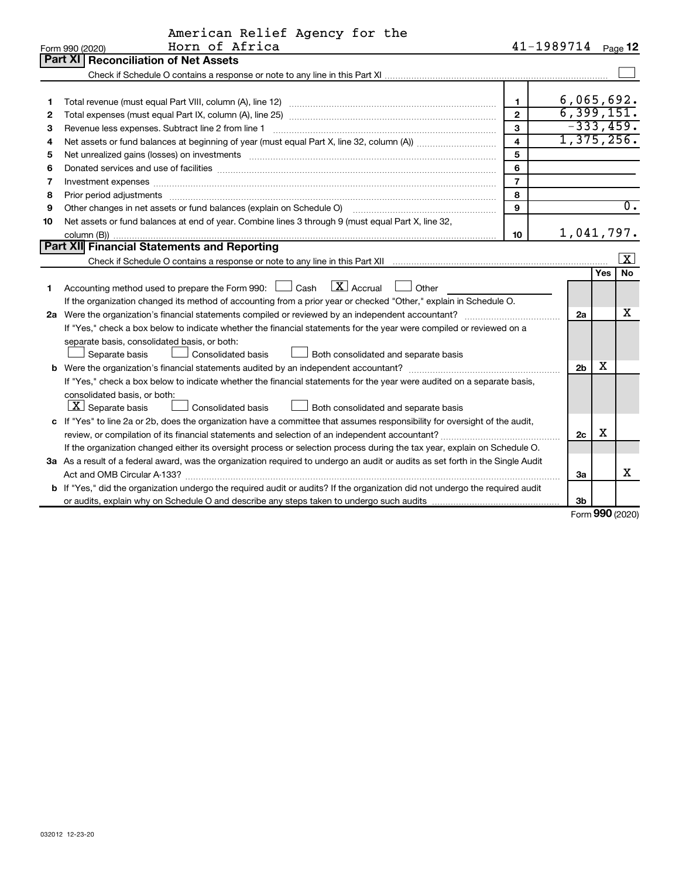American Relief Agency for the Horn of Africa

Form 990 (2020) 41-1989714 Page 12

## Part XI Reconciliation of Net Assets

Check if Schedule O contains a response or note to any line in this Part XI [ ]

| | | | |
|---|---|---|---|
| 1 | Total revenue (must equal Part VIII, column (A), line 12) | 1 | 6,065,692. |
| 2 | Total expenses (must equal Part IX, column (A), line 25) | 2 | 6,399,151. |
| 3 | Revenue less expenses. Subtract line 2 from line 1 | 3 | -333,459. |
| 4 | Net assets or fund balances at beginning of year (must equal Part X, line 32, column (A)) | 4 | 1,375,256. |
| 5 | Net unrealized gains (losses) on investments | 5 | |
| 6 | Donated services and use of facilities | 6 | |
| 7 | Investment expenses | 7 | |
| 8 | Prior period adjustments | 8 | |
| 9 | Other changes in net assets or fund balances (explain on Schedule O) | 9 | 0. |
| 10 | Net assets or fund balances at end of year. Combine lines 3 through 9 (must equal Part X, line 32, column (B)) | 10 | 1,041,797. |

## Part XII Financial Statements and Reporting

Check if Schedule O contains a response or note to any line in this Part XII [X]

| | | | Yes | No |
|---|---|---|---|---|
| 1 | Accounting method used to prepare the Form 990: [ ] Cash [X] Accrual [ ] Other | | | |
| | If the organization changed its method of accounting from a prior year or checked "Other," explain in Schedule O. | | | |
| 2a | Were the organization's financial statements compiled or reviewed by an independent accountant? | 2a | | X |
| | If "Yes," check a box below to indicate whether the financial statements for the year were compiled or reviewed on a separate basis, consolidated basis, or both: [ ] Separate basis [ ] Consolidated basis [ ] Both consolidated and separate basis | | | |
| b | Were the organization's financial statements audited by an independent accountant? | 2b | X | |
| | If "Yes," check a box below to indicate whether the financial statements for the year were audited on a separate basis, consolidated basis, or both: [X] Separate basis [ ] Consolidated basis [ ] Both consolidated and separate basis | | | |
| c | If "Yes" to line 2a or 2b, does the organization have a committee that assumes responsibility for oversight of the audit, review, or compilation of its financial statements and selection of an independent accountant? | 2c | X | |
| | If the organization changed either its oversight process or selection process during the tax year, explain on Schedule O. | | | |
| 3a | As a result of a federal award, was the organization required to undergo an audit or audits as set forth in the Single Audit Act and OMB Circular A-133? | 3a | | X |
| b | If "Yes," did the organization undergo the required audit or audits? If the organization did not undergo the required audit or audits, explain why on Schedule O and describe any steps taken to undergo such audits | 3b | | |

Form 990 (2020)

032012 12-23-20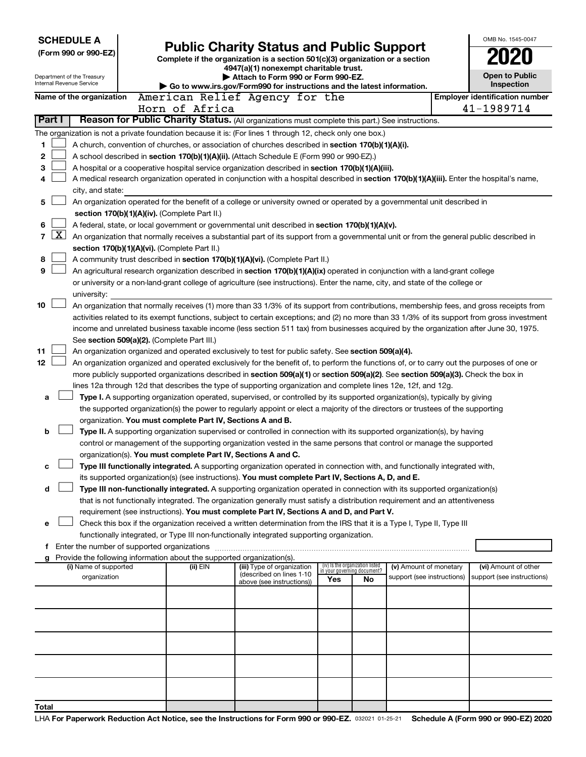**SCHEDULE A**
**(Form 990 or 990-EZ)**

Department of the Treasury
Internal Revenue Service

# Public Charity Status and Public Support

**Complete if the organization is a section 501(c)(3) organization or a section 4947(a)(1) nonexempt charitable trust.**
**▶ Attach to Form 990 or Form 990-EZ.**
**▶ Go to www.irs.gov/Form990 for instructions and the latest information.**

OMB No. 1545-0047
**2020**
**Open to Public Inspection**

**Name of the organization** American Relief Agency for the Horn of Africa
**Employer identification number** 41-1989714

## Part I Reason for Public Charity Status. (All organizations must complete this part.) See instructions.

The organization is not a private foundation because it is: (For lines 1 through 12, check only one box.)

1 ☐ A church, convention of churches, or association of churches described in **section 170(b)(1)(A)(i).**
2 ☐ A school described in **section 170(b)(1)(A)(ii).** (Attach Schedule E (Form 990 or 990-EZ).)
3 ☐ A hospital or a cooperative hospital service organization described in **section 170(b)(1)(A)(iii).**
4 ☐ A medical research organization operated in conjunction with a hospital described in **section 170(b)(1)(A)(iii).** Enter the hospital's name, city, and state:
5 ☐ An organization operated for the benefit of a college or university owned or operated by a governmental unit described in **section 170(b)(1)(A)(iv).** (Complete Part II.)
6 ☐ A federal, state, or local government or governmental unit described in **section 170(b)(1)(A)(v).**
7 ☒ An organization that normally receives a substantial part of its support from a governmental unit or from the general public described in **section 170(b)(1)(A)(vi).** (Complete Part II.)
8 ☐ A community trust described in **section 170(b)(1)(A)(vi).** (Complete Part II.)
9 ☐ An agricultural research organization described in **section 170(b)(1)(A)(ix)** operated in conjunction with a land-grant college or university or a non-land-grant college of agriculture (see instructions). Enter the name, city, and state of the college or university:
10 ☐ An organization that normally receives (1) more than 33 1/3% of its support from contributions, membership fees, and gross receipts from activities related to its exempt functions, subject to certain exceptions; and (2) no more than 33 1/3% of its support from gross investment income and unrelated business taxable income (less section 511 tax) from businesses acquired by the organization after June 30, 1975. See **section 509(a)(2).** (Complete Part III.)
11 ☐ An organization organized and operated exclusively to test for public safety. See **section 509(a)(4).**
12 ☐ An organization organized and operated exclusively for the benefit of, to perform the functions of, or to carry out the purposes of one or more publicly supported organizations described in **section 509(a)(1)** or **section 509(a)(2)**. See **section 509(a)(3).** Check the box in lines 12a through 12d that describes the type of supporting organization and complete lines 12e, 12f, and 12g.

a ☐ **Type I.** A supporting organization operated, supervised, or controlled by its supported organization(s), typically by giving the supported organization(s) the power to regularly appoint or elect a majority of the directors or trustees of the supporting organization. **You must complete Part IV, Sections A and B.**
b ☐ **Type II.** A supporting organization supervised or controlled in connection with its supported organization(s), by having control or management of the supporting organization vested in the same persons that control or manage the supported organization(s). **You must complete Part IV, Sections A and C.**
c ☐ **Type III functionally integrated.** A supporting organization operated in connection with, and functionally integrated with, its supported organization(s) (see instructions). **You must complete Part IV, Sections A, D, and E.**
d ☐ **Type III non-functionally integrated.** A supporting organization operated in connection with its supported organization(s) that is not functionally integrated. The organization generally must satisfy a distribution requirement and an attentiveness requirement (see instructions). **You must complete Part IV, Sections A and D, and Part V.**
e ☐ Check this box if the organization received a written determination from the IRS that it is a Type I, Type II, Type III functionally integrated, or Type III non-functionally integrated supporting organization.

f Enter the number of supported organizations

g Provide the following information about the supported organization(s).

| (i) Name of supported organization | (ii) EIN | (iii) Type of organization (described on lines 1-10 above (see instructions)) | (iv) Is the organization listed in your governing document? Yes | No | (v) Amount of monetary support (see instructions) | (vi) Amount of other support (see instructions) |
|---|---|---|---|---|---|---|
| | | | | | | |
| | | | | | | |
| | | | | | | |
| | | | | | | |
| | | | | | | |
| **Total** | | | | | | |

LHA **For Paperwork Reduction Act Notice, see the Instructions for Form 990 or 990-EZ.** 032021 01-25-21 **Schedule A (Form 990 or 990-EZ) 2020**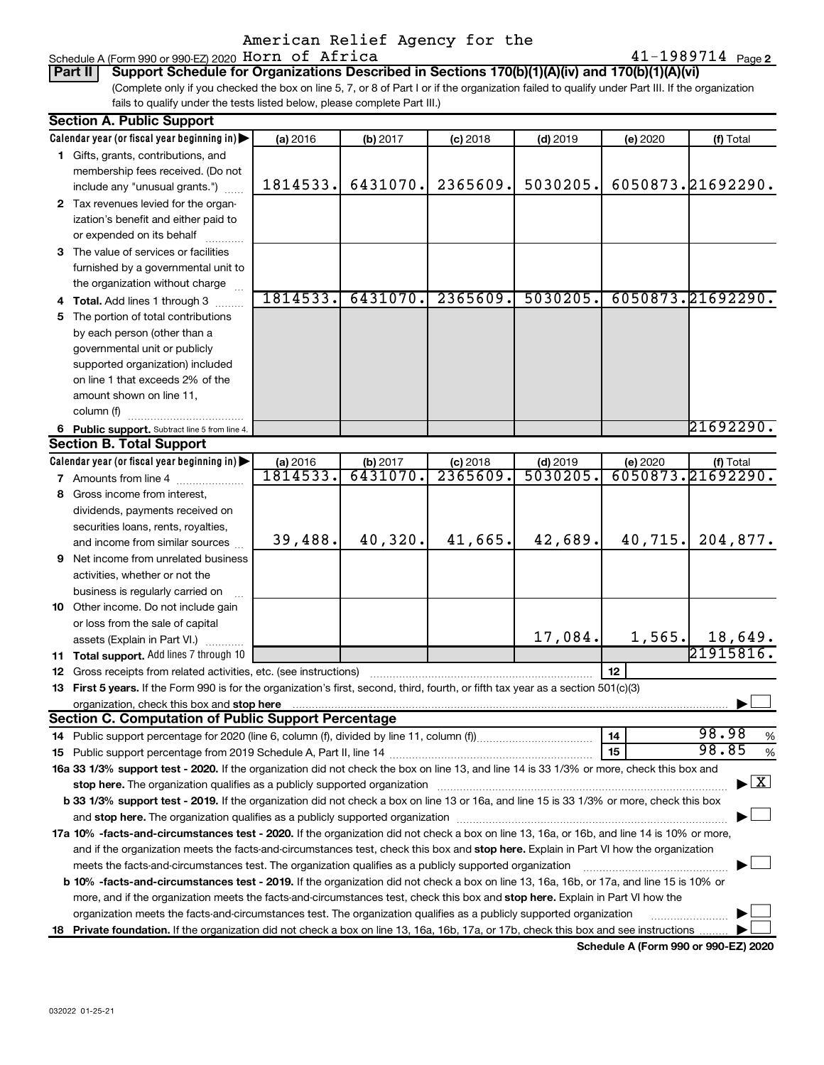American Relief Agency for the Horn of Africa

Schedule A (Form 990 or 990-EZ) 2020 Horn of Africa 41-1989714 Page 2

**Part II** **Support Schedule for Organizations Described in Sections 170(b)(1)(A)(iv) and 170(b)(1)(A)(vi)**

(Complete only if you checked the box on line 5, 7, or 8 of Part I or if the organization failed to qualify under Part III. If the organization fails to qualify under the tests listed below, please complete Part III.)

**Section A. Public Support**

| Calendar year (or fiscal year beginning in) | (a) 2016 | (b) 2017 | (c) 2018 | (d) 2019 | (e) 2020 | (f) Total |
|---|---|---|---|---|---|---|
| 1 Gifts, grants, contributions, and membership fees received. (Do not include any "unusual grants.") | 1814533. | 6431070. | 2365609. | 5030205. | 6050873. | 21692290. |
| 2 Tax revenues levied for the organization's benefit and either paid to or expended on its behalf | | | | | | |
| 3 The value of services or facilities furnished by a governmental unit to the organization without charge | | | | | | |
| 4 **Total.** Add lines 1 through 3 | 1814533. | 6431070. | 2365609. | 5030205. | 6050873. | 21692290. |
| 5 The portion of total contributions by each person (other than a governmental unit or publicly supported organization) included on line 1 that exceeds 2% of the amount shown on line 11, column (f) | | | | | | |
| 6 **Public support.** Subtract line 5 from line 4. | | | | | | 21692290. |

**Section B. Total Support**

| Calendar year (or fiscal year beginning in) | (a) 2016 | (b) 2017 | (c) 2018 | (d) 2019 | (e) 2020 | (f) Total |
|---|---|---|---|---|---|---|
| 7 Amounts from line 4 | 1814533. | 6431070. | 2365609. | 5030205. | 6050873. | 21692290. |
| 8 Gross income from interest, dividends, payments received on securities loans, rents, royalties, and income from similar sources | 39,488. | 40,320. | 41,665. | 42,689. | 40,715. | 204,877. |
| 9 Net income from unrelated business activities, whether or not the business is regularly carried on | | | | | | |
| 10 Other income. Do not include gain or loss from the sale of capital assets (Explain in Part VI.) | | | | 17,084. | 1,565. | 18,649. |
| 11 **Total support.** Add lines 7 through 10 | | | | | | 21915816. |

12 Gross receipts from related activities, etc. (see instructions) | 12 |

13 **First 5 years.** If the Form 990 is for the organization's first, second, third, fourth, or fifth tax year as a section 501(c)(3) organization, check this box and **stop here** ☐

**Section C. Computation of Public Support Percentage**

14 Public support percentage for 2020 (line 6, column (f), divided by line 11, column (f)) | 14 | 98.98 %

15 Public support percentage from 2019 Schedule A, Part II, line 14 | 15 | 98.85 %

**16a 33 1/3% support test - 2020.** If the organization did not check the box on line 13, and line 14 is 33 1/3% or more, check this box and **stop here.** The organization qualifies as a publicly supported organization ☒

**b 33 1/3% support test - 2019.** If the organization did not check a box on line 13 or 16a, and line 15 is 33 1/3% or more, check this box and **stop here.** The organization qualifies as a publicly supported organization ☐

**17a 10% -facts-and-circumstances test - 2020.** If the organization did not check a box on line 13, 16a, or 16b, and line 14 is 10% or more, and if the organization meets the facts-and-circumstances test, check this box and **stop here.** Explain in Part VI how the organization meets the facts-and-circumstances test. The organization qualifies as a publicly supported organization ☐

**b 10% -facts-and-circumstances test - 2019.** If the organization did not check a box on line 13, 16a, 16b, or 17a, and line 15 is 10% or more, and if the organization meets the facts-and-circumstances test, check this box and **stop here.** Explain in Part VI how the organization meets the facts-and-circumstances test. The organization qualifies as a publicly supported organization ☐

**18 Private foundation.** If the organization did not check a box on line 13, 16a, 16b, 17a, or 17b, check this box and see instructions ☐

**Schedule A (Form 990 or 990-EZ) 2020**

032022 01-25-21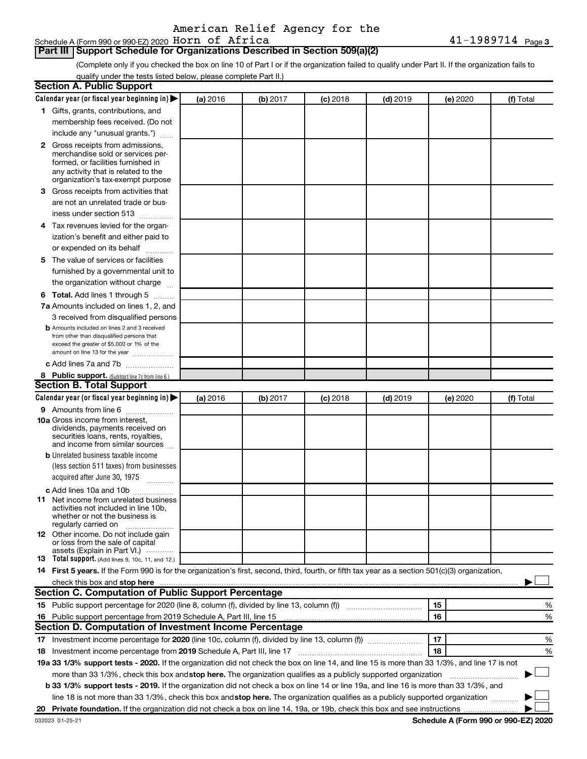Schedule A (Form 990 or 990-EZ) 2020 American Relief Agency for the Horn of Africa 41-1989714 Page 3

## Part III Support Schedule for Organizations Described in Section 509(a)(2)

(Complete only if you checked the box on line 10 of Part I or if the organization failed to qualify under Part II. If the organization fails to qualify under the tests listed below, please complete Part II.)

### Section A. Public Support

| Calendar year (or fiscal year beginning in) ▶ | (a) 2016 | (b) 2017 | (c) 2018 | (d) 2019 | (e) 2020 | (f) Total |
|---|---|---|---|---|---|---|
| 1 Gifts, grants, contributions, and membership fees received. (Do not include any "unusual grants.") | | | | | | |
| 2 Gross receipts from admissions, merchandise sold or services performed, or facilities furnished in any activity that is related to the organization's tax-exempt purpose | | | | | | |
| 3 Gross receipts from activities that are not an unrelated trade or business under section 513 | | | | | | |
| 4 Tax revenues levied for the organization's benefit and either paid to or expended on its behalf | | | | | | |
| 5 The value of services or facilities furnished by a governmental unit to the organization without charge | | | | | | |
| 6 Total. Add lines 1 through 5 | | | | | | |
| 7a Amounts included on lines 1, 2, and 3 received from disqualified persons | | | | | | |
| b Amounts included on lines 2 and 3 received from other than disqualified persons that exceed the greater of $5,000 or 1% of the amount on line 13 for the year | | | | | | |
| c Add lines 7a and 7b | | | | | | |
| 8 Public support. (Subtract line 7c from line 6.) | | | | | | |

### Section B. Total Support

| Calendar year (or fiscal year beginning in) ▶ | (a) 2016 | (b) 2017 | (c) 2018 | (d) 2019 | (e) 2020 | (f) Total |
|---|---|---|---|---|---|---|
| 9 Amounts from line 6 | | | | | | |
| 10a Gross income from interest, dividends, payments received on securities loans, rents, royalties, and income from similar sources | | | | | | |
| b Unrelated business taxable income (less section 511 taxes) from businesses acquired after June 30, 1975 | | | | | | |
| c Add lines 10a and 10b | | | | | | |
| 11 Net income from unrelated business activities not included in line 10b, whether or not the business is regularly carried on | | | | | | |
| 12 Other income. Do not include gain or loss from the sale of capital assets (Explain in Part VI.) | | | | | | |
| 13 Total support. (Add lines 9, 10c, 11, and 12.) | | | | | | |

14 **First 5 years.** If the Form 990 is for the organization's first, second, third, fourth, or fifth tax year as a section 501(c)(3) organization, check this box and **stop here** ▶ ☐

### Section C. Computation of Public Support Percentage

| | | | |
|---|---|---|---|
| 15 | Public support percentage for 2020 (line 8, column (f), divided by line 13, column (f)) | 15 | % |
| 16 | Public support percentage from 2019 Schedule A, Part III, line 15 | 16 | % |

### Section D. Computation of Investment Income Percentage

| | | | |
|---|---|---|---|
| 17 | Investment income percentage for **2020** (line 10c, column (f), divided by line 13, column (f)) | 17 | % |
| 18 | Investment income percentage from **2019** Schedule A, Part III, line 17 | 18 | % |

**19a 33 1/3% support tests - 2020.** If the organization did not check the box on line 14, and line 15 is more than 33 1/3%, and line 17 is not more than 33 1/3%, check this box and **stop here.** The organization qualifies as a publicly supported organization ▶ ☐

**b 33 1/3% support tests - 2019.** If the organization did not check a box on line 14 or line 19a, and line 16 is more than 33 1/3%, and line 18 is not more than 33 1/3%, check this box and **stop here.** The organization qualifies as a publicly supported organization ▶ ☐

**20 Private foundation.** If the organization did not check a box on line 14, 19a, or 19b, check this box and see instructions ▶ ☐

032023 01-25-21 **Schedule A (Form 990 or 990-EZ) 2020**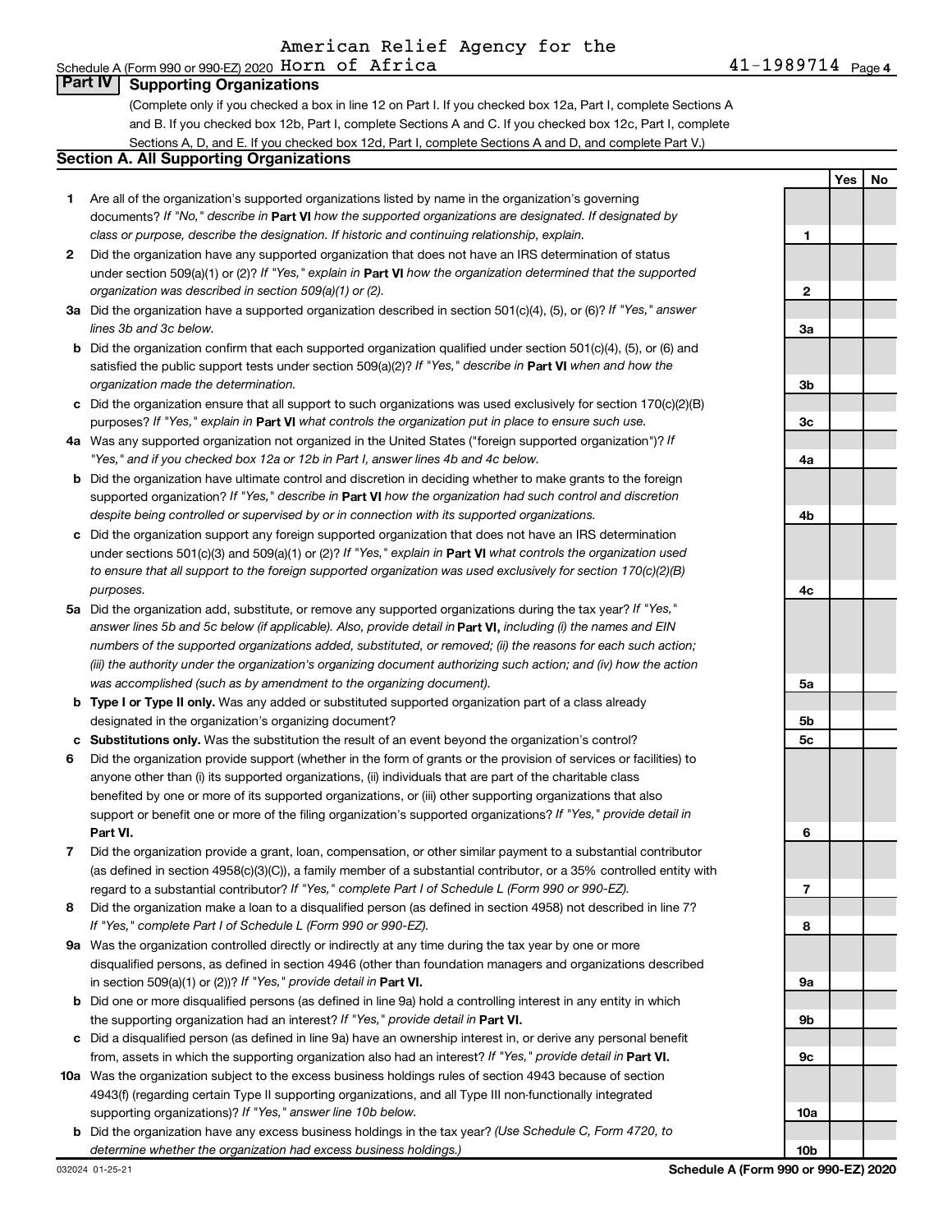American Relief Agency for the Horn of Africa 41-1989714

Schedule A (Form 990 or 990-EZ) 2020

## Part IV Supporting Organizations

(Complete only if you checked a box in line 12 on Part I. If you checked box 12a, Part I, complete Sections A and B. If you checked box 12b, Part I, complete Sections A and C. If you checked box 12c, Part I, complete Sections A, D, and E. If you checked box 12d, Part I, complete Sections A and D, and complete Part V.)

### Section A. All Supporting Organizations

| | | Line | Yes | No |
|---|---|---|---|---|
| **1** | Are all of the organization's supported organizations listed by name in the organization's governing documents? *If "No," describe in* **Part VI** *how the supported organizations are designated. If designated by class or purpose, describe the designation. If historic and continuing relationship, explain.* | 1 | | |
| **2** | Did the organization have any supported organization that does not have an IRS determination of status under section 509(a)(1) or (2)? *If "Yes," explain in* **Part VI** *how the organization determined that the supported organization was described in section 509(a)(1) or (2).* | 2 | | |
| **3a** | Did the organization have a supported organization described in section 501(c)(4), (5), or (6)? *If "Yes," answer lines 3b and 3c below.* | 3a | | |
| **b** | Did the organization confirm that each supported organization qualified under section 501(c)(4), (5), or (6) and satisfied the public support tests under section 509(a)(2)? *If "Yes," describe in* **Part VI** *when and how the organization made the determination.* | 3b | | |
| **c** | Did the organization ensure that all support to such organizations was used exclusively for section 170(c)(2)(B) purposes? *If "Yes," explain in* **Part VI** *what controls the organization put in place to ensure such use.* | 3c | | |
| **4a** | Was any supported organization not organized in the United States ("foreign supported organization")? *If "Yes," and if you checked box 12a or 12b in Part I, answer lines 4b and 4c below.* | 4a | | |
| **b** | Did the organization have ultimate control and discretion in deciding whether to make grants to the foreign supported organization? *If "Yes," describe in* **Part VI** *how the organization had such control and discretion despite being controlled or supervised by or in connection with its supported organizations.* | 4b | | |
| **c** | Did the organization support any foreign supported organization that does not have an IRS determination under sections 501(c)(3) and 509(a)(1) or (2)? *If "Yes," explain in* **Part VI** *what controls the organization used to ensure that all support to the foreign supported organization was used exclusively for section 170(c)(2)(B) purposes.* | 4c | | |
| **5a** | Did the organization add, substitute, or remove any supported organizations during the tax year? *If "Yes," answer lines 5b and 5c below (if applicable). Also, provide detail in* **Part VI,** *including (i) the names and EIN numbers of the supported organizations added, substituted, or removed; (ii) the reasons for each such action; (iii) the authority under the organization's organizing document authorizing such action; and (iv) how the action was accomplished (such as by amendment to the organizing document).* | 5a | | |
| **b** | **Type I or Type II only.** Was any added or substituted supported organization part of a class already designated in the organization's organizing document? | 5b | | |
| **c** | **Substitutions only.** Was the substitution the result of an event beyond the organization's control? | 5c | | |
| **6** | Did the organization provide support (whether in the form of grants or the provision of services or facilities) to anyone other than (i) its supported organizations, (ii) individuals that are part of the charitable class benefited by one or more of its supported organizations, or (iii) other supporting organizations that also support or benefit one or more of the filing organization's supported organizations? *If "Yes," provide detail in* **Part VI.** | 6 | | |
| **7** | Did the organization provide a grant, loan, compensation, or other similar payment to a substantial contributor (as defined in section 4958(c)(3)(C)), a family member of a substantial contributor, or a 35% controlled entity with regard to a substantial contributor? *If "Yes," complete Part I of Schedule L (Form 990 or 990-EZ).* | 7 | | |
| **8** | Did the organization make a loan to a disqualified person (as defined in section 4958) not described in line 7? *If "Yes," complete Part I of Schedule L (Form 990 or 990-EZ).* | 8 | | |
| **9a** | Was the organization controlled directly or indirectly at any time during the tax year by one or more disqualified persons, as defined in section 4946 (other than foundation managers and organizations described in section 509(a)(1) or (2))? *If "Yes," provide detail in* **Part VI.** | 9a | | |
| **b** | Did one or more disqualified persons (as defined in line 9a) hold a controlling interest in any entity in which the supporting organization had an interest? *If "Yes," provide detail in* **Part VI.** | 9b | | |
| **c** | Did a disqualified person (as defined in line 9a) have an ownership interest in, or derive any personal benefit from, assets in which the supporting organization also had an interest? *If "Yes," provide detail in* **Part VI.** | 9c | | |
| **10a** | Was the organization subject to the excess business holdings rules of section 4943 because of section 4943(f) (regarding certain Type II supporting organizations, and all Type III non-functionally integrated supporting organizations)? *If "Yes," answer line 10b below.* | 10a | | |
| **b** | Did the organization have any excess business holdings in the tax year? *(Use Schedule C, Form 4720, to determine whether the organization had excess business holdings.)* | 10b | | |

032024 01-25-21 **Schedule A (Form 990 or 990-EZ) 2020**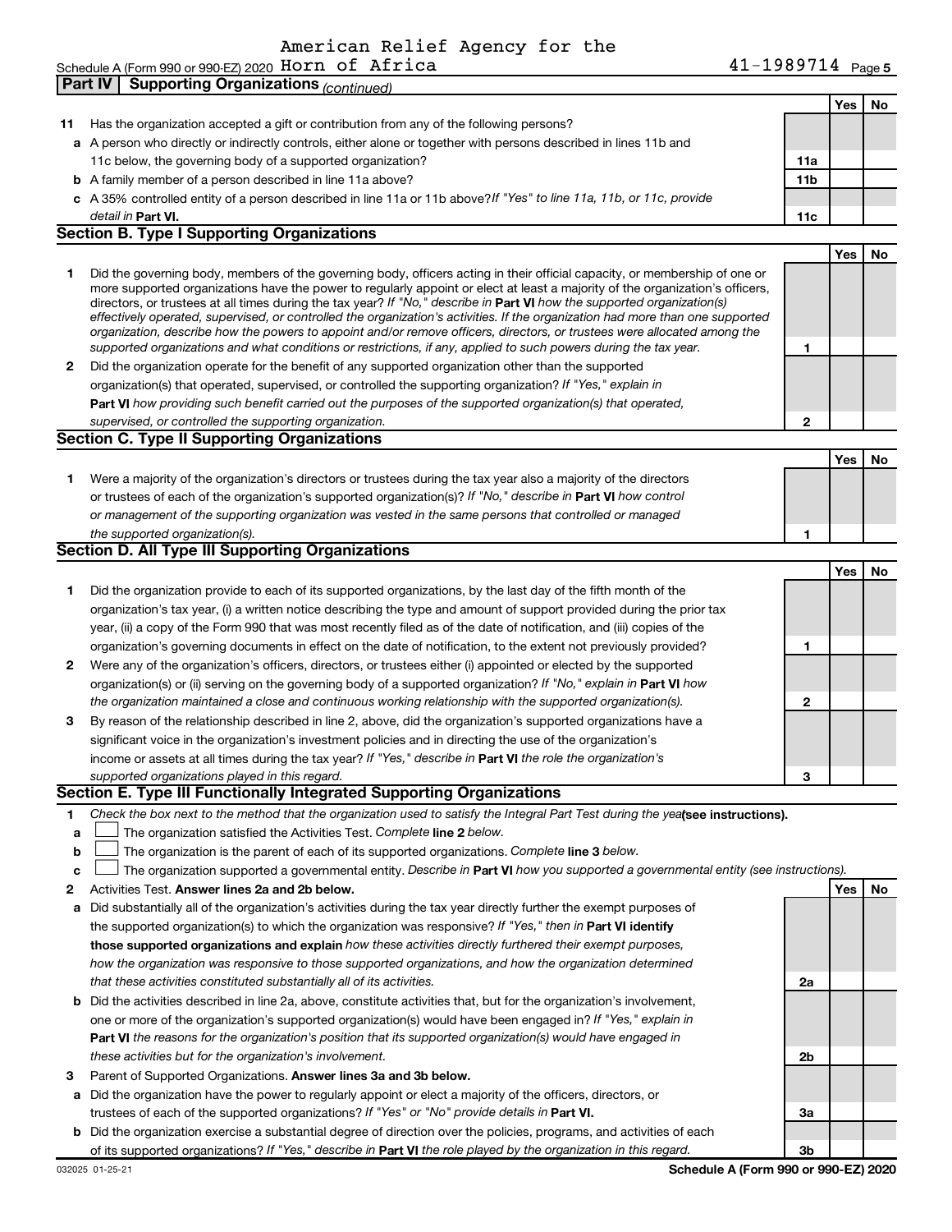American Relief Agency for the Horn of Africa

Schedule A (Form 990 or 990-EZ) 2020 41-1989714 Page 5

**Part IV | Supporting Organizations** *(continued)*

| | | | Yes | No |
|---|---|---|---|---|
| **11** | Has the organization accepted a gift or contribution from any of the following persons? | | | |
| **a** | A person who directly or indirectly controls, either alone or together with persons described in lines 11b and 11c below, the governing body of a supported organization? | **11a** | | |
| **b** | A family member of a person described in line 11a above? | **11b** | | |
| **c** | A 35% controlled entity of a person described in line 11a or 11b above? *If "Yes" to line 11a, 11b, or 11c, provide detail in* **Part VI.** | **11c** | | |

## Section B. Type I Supporting Organizations

| | | | Yes | No |
|---|---|---|---|---|
| **1** | Did the governing body, members of the governing body, officers acting in their official capacity, or membership of one or more supported organizations have the power to regularly appoint or elect at least a majority of the organization's officers, directors, or trustees at all times during the tax year? *If "No," describe in* **Part VI** *how the supported organization(s) effectively operated, supervised, or controlled the organization's activities. If the organization had more than one supported organization, describe how the powers to appoint and/or remove officers, directors, or trustees were allocated among the supported organizations and what conditions or restrictions, if any, applied to such powers during the tax year.* | **1** | | |
| **2** | Did the organization operate for the benefit of any supported organization other than the supported organization(s) that operated, supervised, or controlled the supporting organization? *If "Yes," explain in* **Part VI** *how providing such benefit carried out the purposes of the supported organization(s) that operated, supervised, or controlled the supporting organization.* | **2** | | |

## Section C. Type II Supporting Organizations

| | | | Yes | No |
|---|---|---|---|---|
| **1** | Were a majority of the organization's directors or trustees during the tax year also a majority of the directors or trustees of each of the organization's supported organization(s)? *If "No," describe in* **Part VI** *how control or management of the supporting organization was vested in the same persons that controlled or managed the supported organization(s).* | **1** | | |

## Section D. All Type III Supporting Organizations

| | | | Yes | No |
|---|---|---|---|---|
| **1** | Did the organization provide to each of its supported organizations, by the last day of the fifth month of the organization's tax year, (i) a written notice describing the type and amount of support provided during the prior tax year, (ii) a copy of the Form 990 that was most recently filed as of the date of notification, and (iii) copies of the organization's governing documents in effect on the date of notification, to the extent not previously provided? | **1** | | |
| **2** | Were any of the organization's officers, directors, or trustees either (i) appointed or elected by the supported organization(s) or (ii) serving on the governing body of a supported organization? *If "No," explain in* **Part VI** *how the organization maintained a close and continuous working relationship with the supported organization(s).* | **2** | | |
| **3** | By reason of the relationship described in line 2, above, did the organization's supported organizations have a significant voice in the organization's investment policies and in directing the use of the organization's income or assets at all times during the tax year? *If "Yes," describe in* **Part VI** *the role the organization's supported organizations played in this regard.* | **3** | | |

## Section E. Type III Functionally Integrated Supporting Organizations

**1** *Check the box next to the method that the organization used to satisfy the Integral Part Test during the year* **(see instructions).**

**a** ☐ The organization satisfied the Activities Test. *Complete* **line 2** *below.*

**b** ☐ The organization is the parent of each of its supported organizations. *Complete* **line 3** *below.*

**c** ☐ The organization supported a governmental entity. *Describe in* **Part VI** *how you supported a governmental entity (see instructions).*

| | | | Yes | No |
|---|---|---|---|---|
| **2** | Activities Test. **Answer lines 2a and 2b below.** | | | |
| **a** | Did substantially all of the organization's activities during the tax year directly further the exempt purposes of the supported organization(s) to which the organization was responsive? *If "Yes," then in* **Part VI identify those supported organizations and explain** *how these activities directly furthered their exempt purposes, how the organization was responsive to those supported organizations, and how the organization determined that these activities constituted substantially all of its activities.* | **2a** | | |
| **b** | Did the activities described in line 2a, above, constitute activities that, but for the organization's involvement, one or more of the organization's supported organization(s) would have been engaged in? *If "Yes," explain in* **Part VI** *the reasons for the organization's position that its supported organization(s) would have engaged in these activities but for the organization's involvement.* | **2b** | | |
| **3** | Parent of Supported Organizations. **Answer lines 3a and 3b below.** | | | |
| **a** | Did the organization have the power to regularly appoint or elect a majority of the officers, directors, or trustees of each of the supported organizations? *If "Yes" or "No" provide details in* **Part VI.** | **3a** | | |
| **b** | Did the organization exercise a substantial degree of direction over the policies, programs, and activities of each of its supported organizations? *If "Yes," describe in* **Part VI** *the role played by the organization in this regard.* | **3b** | | |

032025 01-25-21 **Schedule A (Form 990 or 990-EZ) 2020**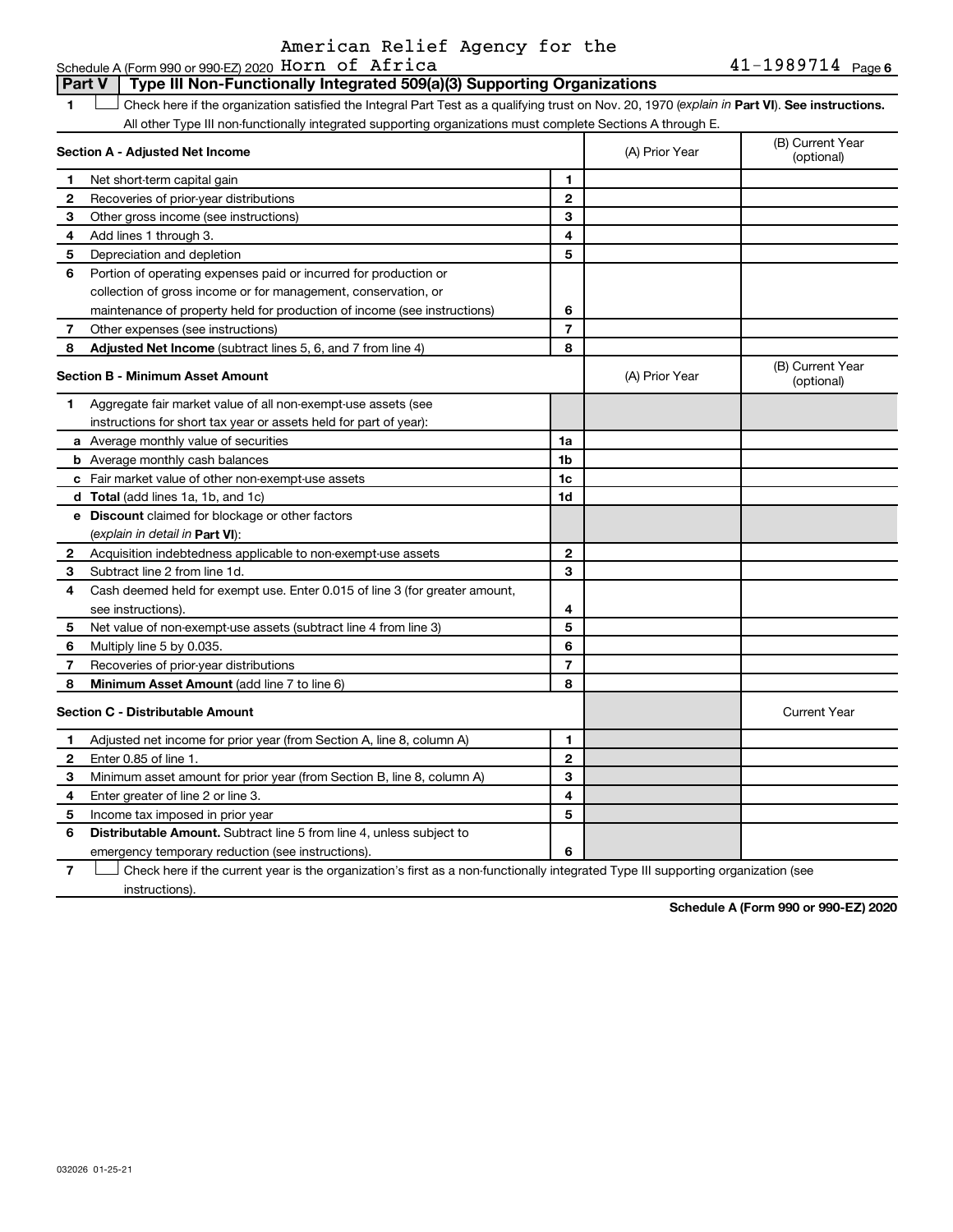Schedule A (Form 990 or 990-EZ) 2020 American Relief Agency for the Horn of Africa 41-1989714 Page 6

**Part V | Type III Non-Functionally Integrated 509(a)(3) Supporting Organizations**

1 ☐ Check here if the organization satisfied the Integral Part Test as a qualifying trust on Nov. 20, 1970 (*explain in* **Part VI**). **See instructions.** All other Type III non-functionally integrated supporting organizations must complete Sections A through E.

| **Section A - Adjusted Net Income** | | | (A) Prior Year | (B) Current Year (optional) |
|---|---|---|---|---|
| 1 | Net short-term capital gain | 1 | | |
| 2 | Recoveries of prior-year distributions | 2 | | |
| 3 | Other gross income (see instructions) | 3 | | |
| 4 | Add lines 1 through 3. | 4 | | |
| 5 | Depreciation and depletion | 5 | | |
| 6 | Portion of operating expenses paid or incurred for production or collection of gross income or for management, conservation, or maintenance of property held for production of income (see instructions) | 6 | | |
| 7 | Other expenses (see instructions) | 7 | | |
| 8 | **Adjusted Net Income** (subtract lines 5, 6, and 7 from line 4) | 8 | | |

| **Section B - Minimum Asset Amount** | | | (A) Prior Year | (B) Current Year (optional) |
|---|---|---|---|---|
| 1 | Aggregate fair market value of all non-exempt-use assets (see instructions for short tax year or assets held for part of year): | | | |
| a | Average monthly value of securities | 1a | | |
| b | Average monthly cash balances | 1b | | |
| c | Fair market value of other non-exempt-use assets | 1c | | |
| d | **Total** (add lines 1a, 1b, and 1c) | 1d | | |
| e | **Discount** claimed for blockage or other factors (*explain in detail in* **Part VI**): | | | |
| 2 | Acquisition indebtedness applicable to non-exempt-use assets | 2 | | |
| 3 | Subtract line 2 from line 1d. | 3 | | |
| 4 | Cash deemed held for exempt use. Enter 0.015 of line 3 (for greater amount, see instructions). | 4 | | |
| 5 | Net value of non-exempt-use assets (subtract line 4 from line 3) | 5 | | |
| 6 | Multiply line 5 by 0.035. | 6 | | |
| 7 | Recoveries of prior-year distributions | 7 | | |
| 8 | **Minimum Asset Amount** (add line 7 to line 6) | 8 | | |

| **Section C - Distributable Amount** | | | | Current Year |
|---|---|---|---|---|
| 1 | Adjusted net income for prior year (from Section A, line 8, column A) | 1 | | |
| 2 | Enter 0.85 of line 1. | 2 | | |
| 3 | Minimum asset amount for prior year (from Section B, line 8, column A) | 3 | | |
| 4 | Enter greater of line 2 or line 3. | 4 | | |
| 5 | Income tax imposed in prior year | 5 | | |
| 6 | **Distributable Amount.** Subtract line 5 from line 4, unless subject to emergency temporary reduction (see instructions). | 6 | | |

7 ☐ Check here if the current year is the organization's first as a non-functionally integrated Type III supporting organization (see instructions).

**Schedule A (Form 990 or 990-EZ) 2020**

032026 01-25-21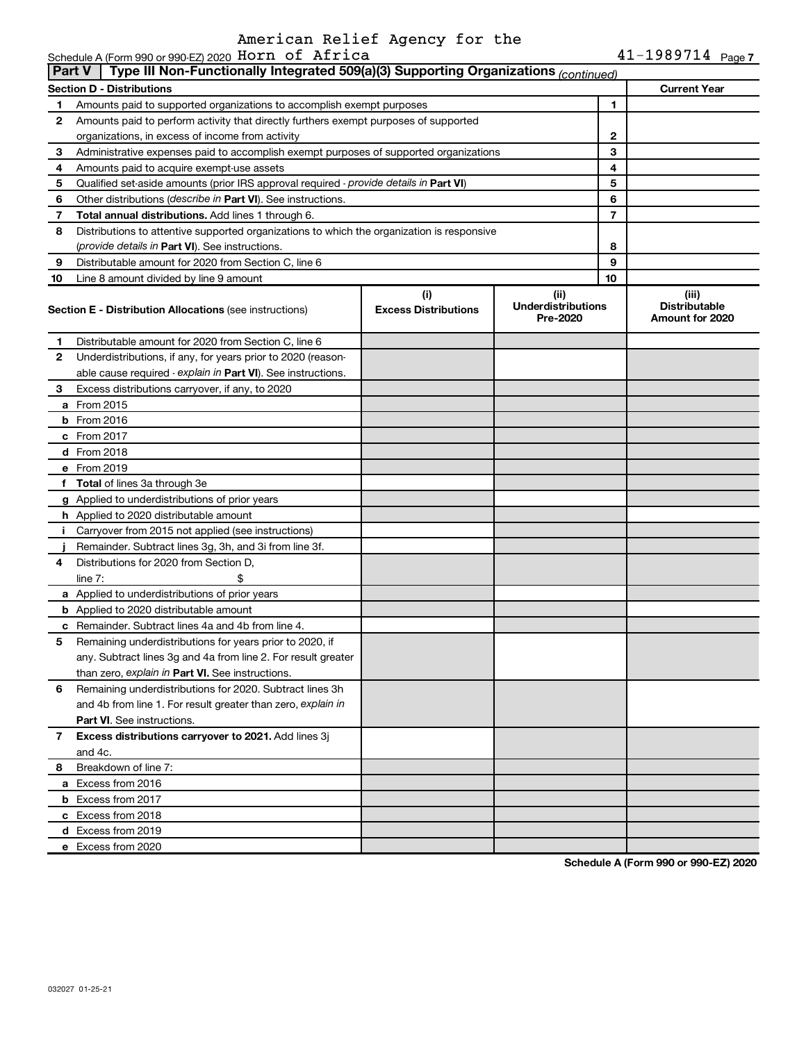American Relief Agency for the Horn of Africa

Schedule A (Form 990 or 990-EZ) 2020 41-1989714 Page 7

**Part V | Type III Non-Functionally Integrated 509(a)(3) Supporting Organizations** *(continued)*

| Section D - Distributions | | | Current Year |
|---|---|---|---|
| 1 | Amounts paid to supported organizations to accomplish exempt purposes | 1 | |
| 2 | Amounts paid to perform activity that directly furthers exempt purposes of supported organizations, in excess of income from activity | 2 | |
| 3 | Administrative expenses paid to accomplish exempt purposes of supported organizations | 3 | |
| 4 | Amounts paid to acquire exempt-use assets | 4 | |
| 5 | Qualified set-aside amounts (prior IRS approval required - *provide details in* **Part VI**) | 5 | |
| 6 | Other distributions (*describe in* **Part VI**). See instructions. | 6 | |
| 7 | **Total annual distributions.** Add lines 1 through 6. | 7 | |
| 8 | Distributions to attentive supported organizations to which the organization is responsive (*provide details in* **Part VI**). See instructions. | 8 | |
| 9 | Distributable amount for 2020 from Section C, line 6 | 9 | |
| 10 | Line 8 amount divided by line 9 amount | 10 | |

| **Section E - Distribution Allocations** (see instructions) | (i) Excess Distributions | (ii) Underdistributions Pre-2020 | (iii) Distributable Amount for 2020 |
|---|---|---|---|
| 1 Distributable amount for 2020 from Section C, line 6 | | | |
| 2 Underdistributions, if any, for years prior to 2020 (reasonable cause required - *explain in* **Part VI**). See instructions. | | | |
| 3 Excess distributions carryover, if any, to 2020 | | | |
| a From 2015 | | | |
| b From 2016 | | | |
| c From 2017 | | | |
| d From 2018 | | | |
| e From 2019 | | | |
| f **Total** of lines 3a through 3e | | | |
| g Applied to underdistributions of prior years | | | |
| h Applied to 2020 distributable amount | | | |
| i Carryover from 2015 not applied (see instructions) | | | |
| j Remainder. Subtract lines 3g, 3h, and 3i from line 3f. | | | |
| 4 Distributions for 2020 from Section D, line 7: $ | | | |
| a Applied to underdistributions of prior years | | | |
| b Applied to 2020 distributable amount | | | |
| c Remainder. Subtract lines 4a and 4b from line 4. | | | |
| 5 Remaining underdistributions for years prior to 2020, if any. Subtract lines 3g and 4a from line 2. For result greater than zero, *explain in* **Part VI.** See instructions. | | | |
| 6 Remaining underdistributions for 2020. Subtract lines 3h and 4b from line 1. For result greater than zero, *explain in* **Part VI**. See instructions. | | | |
| 7 **Excess distributions carryover to 2021.** Add lines 3j and 4c. | | | |
| 8 Breakdown of line 7: | | | |
| a Excess from 2016 | | | |
| b Excess from 2017 | | | |
| c Excess from 2018 | | | |
| d Excess from 2019 | | | |
| e Excess from 2020 | | | |

**Schedule A (Form 990 or 990-EZ) 2020**

032027 01-25-21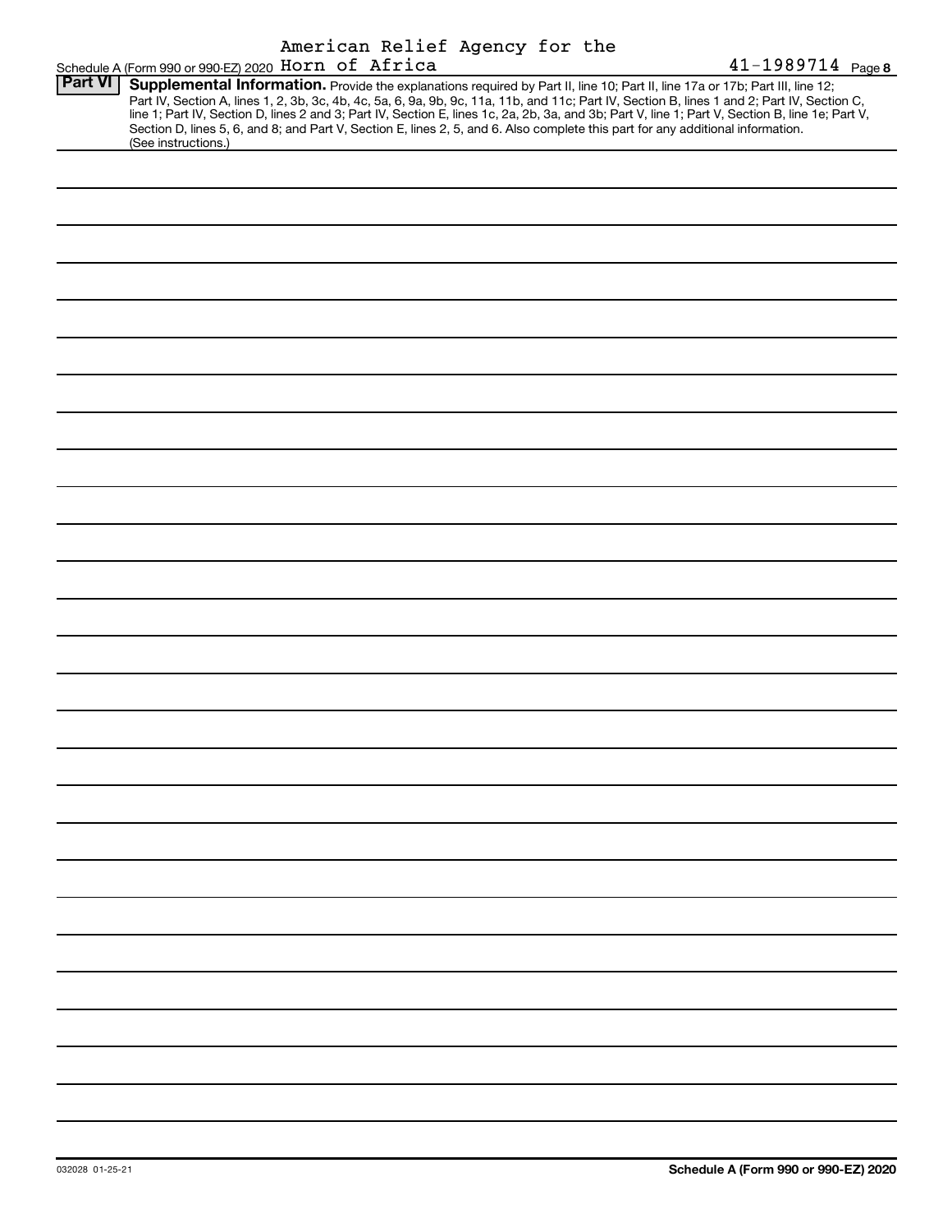Schedule A (Form 990 or 990-EZ) 2020 American Relief Agency for the Horn of Africa 41-1989714 Page **8**

**Part VI** **Supplemental Information.** Provide the explanations required by Part II, line 10; Part II, line 17a or 17b; Part III, line 12; Part IV, Section A, lines 1, 2, 3b, 3c, 4b, 4c, 5a, 6, 9a, 9b, 9c, 11a, 11b, and 11c; Part IV, Section B, lines 1 and 2; Part IV, Section C, line 1; Part IV, Section D, lines 2 and 3; Part IV, Section E, lines 1c, 2a, 2b, 3a, and 3b; Part V, line 1; Part V, Section B, line 1e; Part V, Section D, lines 5, 6, and 8; and Part V, Section E, lines 2, 5, and 6. Also complete this part for any additional information. (See instructions.)

032028 01-25-21 **Schedule A (Form 990 or 990-EZ) 2020**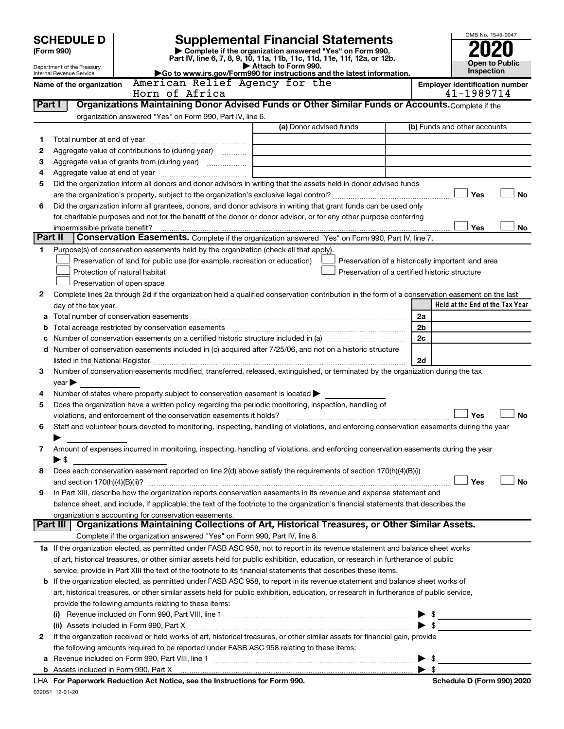# SCHEDULE D (Form 990)

Department of the Treasury
Internal Revenue Service

## Supplemental Financial Statements

▶ Complete if the organization answered "Yes" on Form 990, Part IV, line 6, 7, 8, 9, 10, 11a, 11b, 11c, 11d, 11e, 11f, 12a, or 12b.
▶ Attach to Form 990.
▶Go to www.irs.gov/Form990 for instructions and the latest information.

OMB No. 1545-0047

**2020**

**Open to Public Inspection**

Name of the organization: American Relief Agency for the Horn of Africa

Employer identification number: 41-1989714

**Part I** **Organizations Maintaining Donor Advised Funds or Other Similar Funds or Accounts.** Complete if the organization answered "Yes" on Form 990, Part IV, line 6.

| | | (a) Donor advised funds | (b) Funds and other accounts |
|---|---|---|---|
| 1 | Total number at end of year | | |
| 2 | Aggregate value of contributions to (during year) | | |
| 3 | Aggregate value of grants from (during year) | | |
| 4 | Aggregate value at end of year | | |

5 Did the organization inform all donors and donor advisors in writing that the assets held in donor advised funds are the organization's property, subject to the organization's exclusive legal control? ☐ Yes ☐ No

6 Did the organization inform all grantees, donors, and donor advisors in writing that grant funds can be used only for charitable purposes and not for the benefit of the donor or donor advisor, or for any other purpose conferring impermissible private benefit? ☐ Yes ☐ No

**Part II** **Conservation Easements.** Complete if the organization answered "Yes" on Form 990, Part IV, line 7.

1 Purpose(s) of conservation easements held by the organization (check all that apply).
- ☐ Preservation of land for public use (for example, recreation or education)
- ☐ Protection of natural habitat
- ☐ Preservation of open space
- ☐ Preservation of a historically important land area
- ☐ Preservation of a certified historic structure

2 Complete lines 2a through 2d if the organization held a qualified conservation contribution in the form of a conservation easement on the last day of the tax year.

| | | | Held at the End of the Tax Year |
|---|---|---|---|
| a | Total number of conservation easements | 2a | |
| b | Total acreage restricted by conservation easements | 2b | |
| c | Number of conservation easements on a certified historic structure included in (a) | 2c | |
| d | Number of conservation easements included in (c) acquired after 7/25/06, and not on a historic structure listed in the National Register | 2d | |

3 Number of conservation easements modified, transferred, released, extinguished, or terminated by the organization during the tax year ▶

4 Number of states where property subject to conservation easement is located ▶

5 Does the organization have a written policy regarding the periodic monitoring, inspection, handling of violations, and enforcement of the conservation easements it holds? ☐ Yes ☐ No

6 Staff and volunteer hours devoted to monitoring, inspecting, handling of violations, and enforcing conservation easements during the year ▶

7 Amount of expenses incurred in monitoring, inspecting, handling of violations, and enforcing conservation easements during the year ▶ $

8 Does each conservation easement reported on line 2(d) above satisfy the requirements of section 170(h)(4)(B)(i) and section 170(h)(4)(B)(ii)? ☐ Yes ☐ No

9 In Part XIII, describe how the organization reports conservation easements in its revenue and expense statement and balance sheet, and include, if applicable, the text of the footnote to the organization's financial statements that describes the organization's accounting for conservation easements.

**Part III** **Organizations Maintaining Collections of Art, Historical Treasures, or Other Similar Assets.** Complete if the organization answered "Yes" on Form 990, Part IV, line 8.

1a If the organization elected, as permitted under FASB ASC 958, not to report in its revenue statement and balance sheet works of art, historical treasures, or other similar assets held for public exhibition, education, or research in furtherance of public service, provide in Part XIII the text of the footnote to its financial statements that describes these items.

b If the organization elected, as permitted under FASB ASC 958, to report in its revenue statement and balance sheet works of art, historical treasures, or other similar assets held for public exhibition, education, or research in furtherance of public service, provide the following amounts relating to these items:

(i) Revenue included on Form 990, Part VIII, line 1 ▶ $

(ii) Assets included in Form 990, Part X ▶ $

2 If the organization received or held works of art, historical treasures, or other similar assets for financial gain, provide the following amounts required to be reported under FASB ASC 958 relating to these items:

a Revenue included on Form 990, Part VIII, line 1 ▶ $

b Assets included in Form 990, Part X ▶ $

LHA **For Paperwork Reduction Act Notice, see the Instructions for Form 990.** **Schedule D (Form 990) 2020**

032051 12-01-20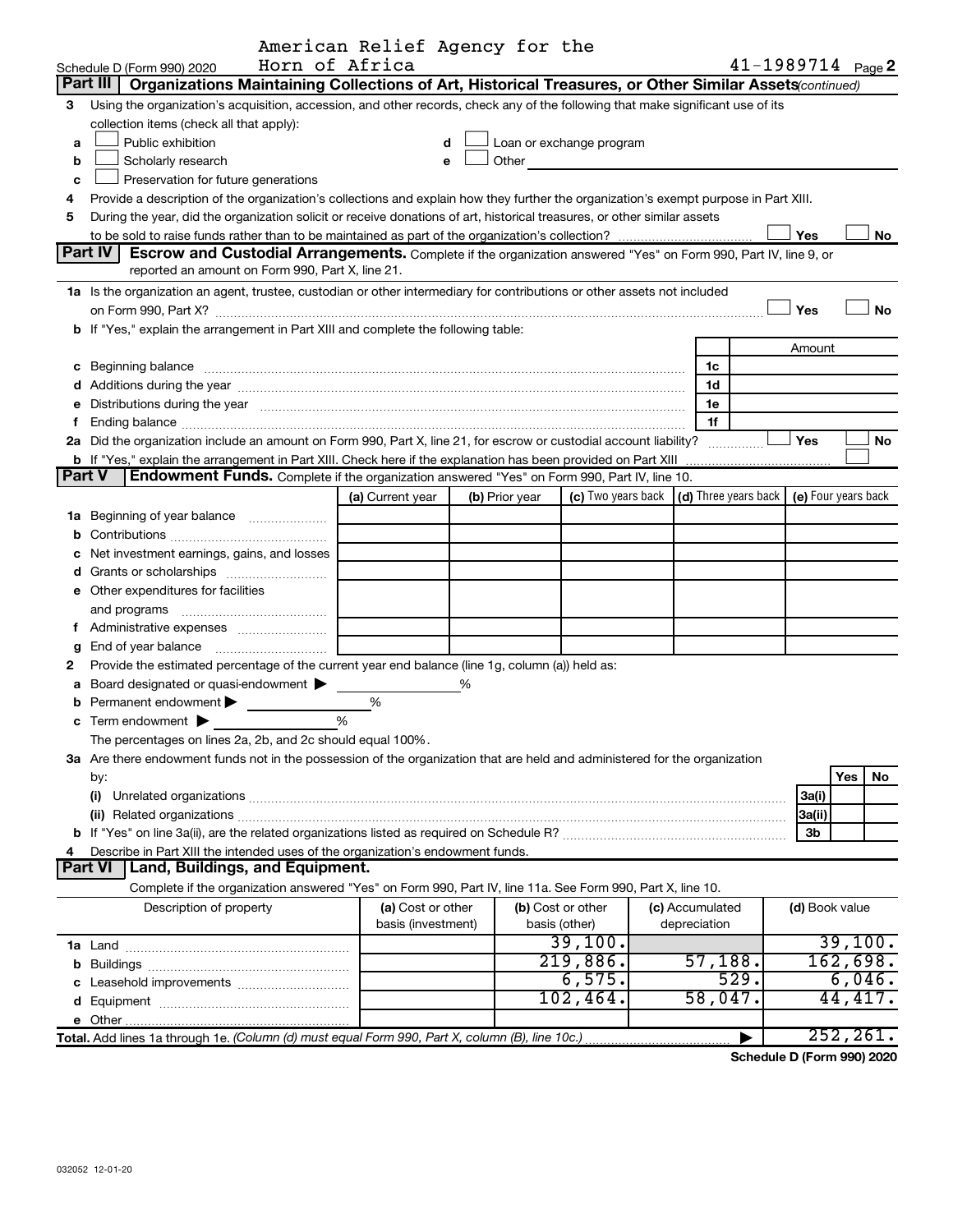American Relief Agency for the Horn of Africa

Schedule D (Form 990) 2020 — 41-1989714 Page 2

## Part III Organizations Maintaining Collections of Art, Historical Treasures, or Other Similar Assets *(continued)*

3 Using the organization's acquisition, accession, and other records, check any of the following that make significant use of its collection items (check all that apply):

- a ☐ Public exhibition
- b ☐ Scholarly research
- c ☐ Preservation for future generations
- d ☐ Loan or exchange program
- e ☐ Other

4 Provide a description of the organization's collections and explain how they further the organization's exempt purpose in Part XIII.

5 During the year, did the organization solicit or receive donations of art, historical treasures, or other similar assets to be sold to raise funds rather than to be maintained as part of the organization's collection? ☐ Yes ☐ No

## Part IV Escrow and Custodial Arrangements.

Complete if the organization answered "Yes" on Form 990, Part IV, line 9, or reported an amount on Form 990, Part X, line 21.

1a Is the organization an agent, trustee, custodian or other intermediary for contributions or other assets not included on Form 990, Part X? ☐ Yes ☐ No

b If "Yes," explain the arrangement in Part XIII and complete the following table:

| | | Amount |
|---|---|---|
| c Beginning balance | 1c | |
| d Additions during the year | 1d | |
| e Distributions during the year | 1e | |
| f Ending balance | 1f | |

2a Did the organization include an amount on Form 990, Part X, line 21, for escrow or custodial account liability? ☐ Yes ☐ No

b If "Yes," explain the arrangement in Part XIII. Check here if the explanation has been provided on Part XIII ☐

## Part V Endowment Funds.

Complete if the organization answered "Yes" on Form 990, Part IV, line 10.

| | (a) Current year | (b) Prior year | (c) Two years back | (d) Three years back | (e) Four years back |
|---|---|---|---|---|---|
| 1a Beginning of year balance | | | | | |
| b Contributions | | | | | |
| c Net investment earnings, gains, and losses | | | | | |
| d Grants or scholarships | | | | | |
| e Other expenditures for facilities and programs | | | | | |
| f Administrative expenses | | | | | |
| g End of year balance | | | | | |

2 Provide the estimated percentage of the current year end balance (line 1g, column (a)) held as:

- a Board designated or quasi-endowment ▶ %
- b Permanent endowment ▶ %
- c Term endowment ▶ %

The percentages on lines 2a, 2b, and 2c should equal 100%.

3a Are there endowment funds not in the possession of the organization that are held and administered for the organization by:

| | | Yes | No |
|---|---|---|---|
| (i) Unrelated organizations | 3a(i) | | |
| (ii) Related organizations | 3a(ii) | | |
| b If "Yes" on line 3a(ii), are the related organizations listed as required on Schedule R? | 3b | | |

4 Describe in Part XIII the intended uses of the organization's endowment funds.

## Part VI Land, Buildings, and Equipment.

Complete if the organization answered "Yes" on Form 990, Part IV, line 11a. See Form 990, Part X, line 10.

| Description of property | (a) Cost or other basis (investment) | (b) Cost or other basis (other) | (c) Accumulated depreciation | (d) Book value |
|---|---|---|---|---|
| 1a Land | | 39,100. | | 39,100. |
| b Buildings | | 219,886. | 57,188. | 162,698. |
| c Leasehold improvements | | 6,575. | 529. | 6,046. |
| d Equipment | | 102,464. | 58,047. | 44,417. |
| e Other | | | | |
| **Total.** Add lines 1a through 1e. *(Column (d) must equal Form 990, Part X, column (B), line 10c.)* | | | ▶ | 252,261. |

**Schedule D (Form 990) 2020**

032052 12-01-20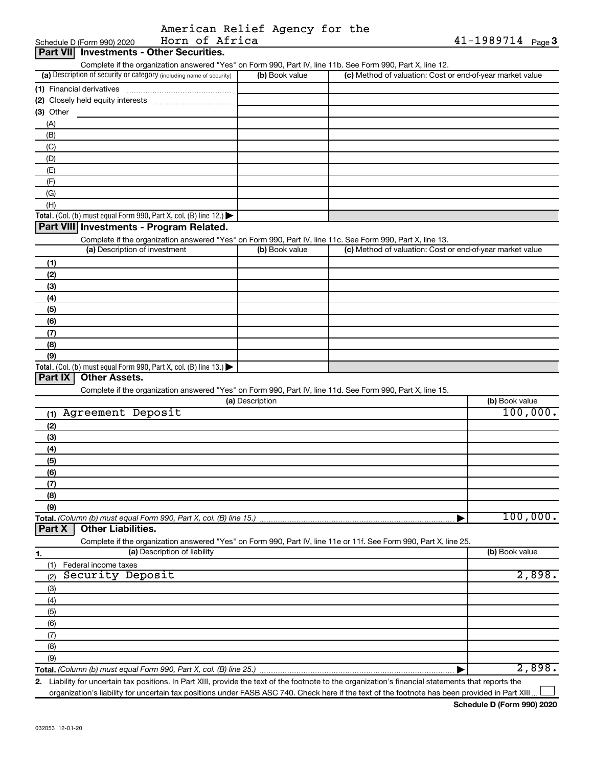Schedule D (Form 990) 2020 American Relief Agency for the Horn of Africa 41-1989714 Page 3

## Part VII Investments - Other Securities.

Complete if the organization answered "Yes" on Form 990, Part IV, line 11b. See Form 990, Part X, line 12.

| (a) Description of security or category (including name of security) | (b) Book value | (c) Method of valuation: Cost or end-of-year market value |
|---|---|---|
| (1) Financial derivatives | | |
| (2) Closely held equity interests | | |
| (3) Other | | |
| (A) | | |
| (B) | | |
| (C) | | |
| (D) | | |
| (E) | | |
| (F) | | |
| (G) | | |
| (H) | | |
| **Total.** (Col. (b) must equal Form 990, Part X, col. (B) line 12.) ▶ | | |

## Part VIII Investments - Program Related.

Complete if the organization answered "Yes" on Form 990, Part IV, line 11c. See Form 990, Part X, line 13.

| (a) Description of investment | (b) Book value | (c) Method of valuation: Cost or end-of-year market value |
|---|---|---|
| (1) | | |
| (2) | | |
| (3) | | |
| (4) | | |
| (5) | | |
| (6) | | |
| (7) | | |
| (8) | | |
| (9) | | |
| **Total.** (Col. (b) must equal Form 990, Part X, col. (B) line 13.) ▶ | | |

## Part IX Other Assets.

Complete if the organization answered "Yes" on Form 990, Part IV, line 11d. See Form 990, Part X, line 15.

| (a) Description | (b) Book value |
|---|---|
| (1) Agreement Deposit | 100,000. |
| (2) | |
| (3) | |
| (4) | |
| (5) | |
| (6) | |
| (7) | |
| (8) | |
| (9) | |
| **Total.** *(Column (b) must equal Form 990, Part X, col. (B) line 15.)* ▶ | 100,000. |

## Part X Other Liabilities.

Complete if the organization answered "Yes" on Form 990, Part IV, line 11e or 11f. See Form 990, Part X, line 25.

| 1. (a) Description of liability | (b) Book value |
|---|---|
| (1) Federal income taxes | |
| (2) Security Deposit | 2,898. |
| (3) | |
| (4) | |
| (5) | |
| (6) | |
| (7) | |
| (8) | |
| (9) | |
| **Total.** *(Column (b) must equal Form 990, Part X, col. (B) line 25.)* ▶ | 2,898. |

2. Liability for uncertain tax positions. In Part XIII, provide the text of the footnote to the organization's financial statements that reports the organization's liability for uncertain tax positions under FASB ASC 740. Check here if the text of the footnote has been provided in Part XIII ☐

**Schedule D (Form 990) 2020**

032053 12-01-20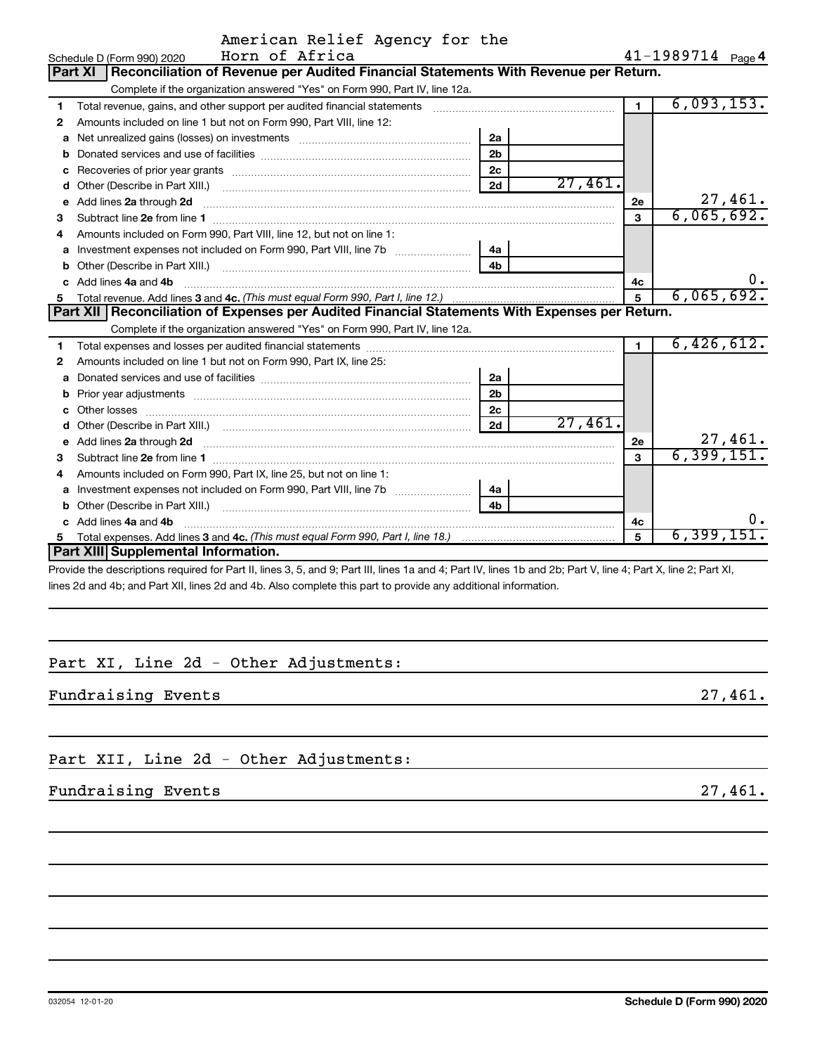American Relief Agency for the Horn of Africa

Schedule D (Form 990) 2020 — 41-1989714 Page **4**

## Part XI Reconciliation of Revenue per Audited Financial Statements With Revenue per Return.

Complete if the organization answered "Yes" on Form 990, Part IV, line 12a.

| | | | | | |
|---|---|---|---|---|---|
| **1** | Total revenue, gains, and other support per audited financial statements | | | 1 | 6,093,153. |
| **2** | Amounts included on line 1 but not on Form 990, Part VIII, line 12: | | | | |
| **a** | Net unrealized gains (losses) on investments | 2a | | | |
| **b** | Donated services and use of facilities | 2b | | | |
| **c** | Recoveries of prior year grants | 2c | | | |
| **d** | Other (Describe in Part XIII.) | 2d | 27,461. | | |
| **e** | Add lines **2a** through **2d** | | | 2e | 27,461. |
| **3** | Subtract line **2e** from line **1** | | | 3 | 6,065,692. |
| **4** | Amounts included on Form 990, Part VIII, line 12, but not on line 1: | | | | |
| **a** | Investment expenses not included on Form 990, Part VIII, line 7b | 4a | | | |
| **b** | Other (Describe in Part XIII.) | 4b | | | |
| **c** | Add lines **4a** and **4b** | | | 4c | 0. |
| **5** | Total revenue. Add lines **3** and **4c.** *(This must equal Form 990, Part I, line 12.)* | | | 5 | 6,065,692. |

## Part XII Reconciliation of Expenses per Audited Financial Statements With Expenses per Return.

Complete if the organization answered "Yes" on Form 990, Part IV, line 12a.

| | | | | | |
|---|---|---|---|---|---|
| **1** | Total expenses and losses per audited financial statements | | | 1 | 6,426,612. |
| **2** | Amounts included on line 1 but not on Form 990, Part IX, line 25: | | | | |
| **a** | Donated services and use of facilities | 2a | | | |
| **b** | Prior year adjustments | 2b | | | |
| **c** | Other losses | 2c | | | |
| **d** | Other (Describe in Part XIII.) | 2d | 27,461. | | |
| **e** | Add lines **2a** through **2d** | | | 2e | 27,461. |
| **3** | Subtract line **2e** from line **1** | | | 3 | 6,399,151. |
| **4** | Amounts included on Form 990, Part IX, line 25, but not on line 1: | | | | |
| **a** | Investment expenses not included on Form 990, Part VIII, line 7b | 4a | | | |
| **b** | Other (Describe in Part XIII.) | 4b | | | |
| **c** | Add lines **4a** and **4b** | | | 4c | 0. |
| **5** | Total expenses. Add lines **3** and **4c.** *(This must equal Form 990, Part I, line 18.)* | | | 5 | 6,399,151. |

## Part XIII Supplemental Information.

Provide the descriptions required for Part II, lines 3, 5, and 9; Part III, lines 1a and 4; Part IV, lines 1b and 2b; Part V, line 4; Part X, line 2; Part XI, lines 2d and 4b; and Part XII, lines 2d and 4b. Also complete this part to provide any additional information.

Part XI, Line 2d - Other Adjustments:

Fundraising Events — 27,461.

Part XII, Line 2d - Other Adjustments:

Fundraising Events — 27,461.

032054 12-01-20 — **Schedule D (Form 990) 2020**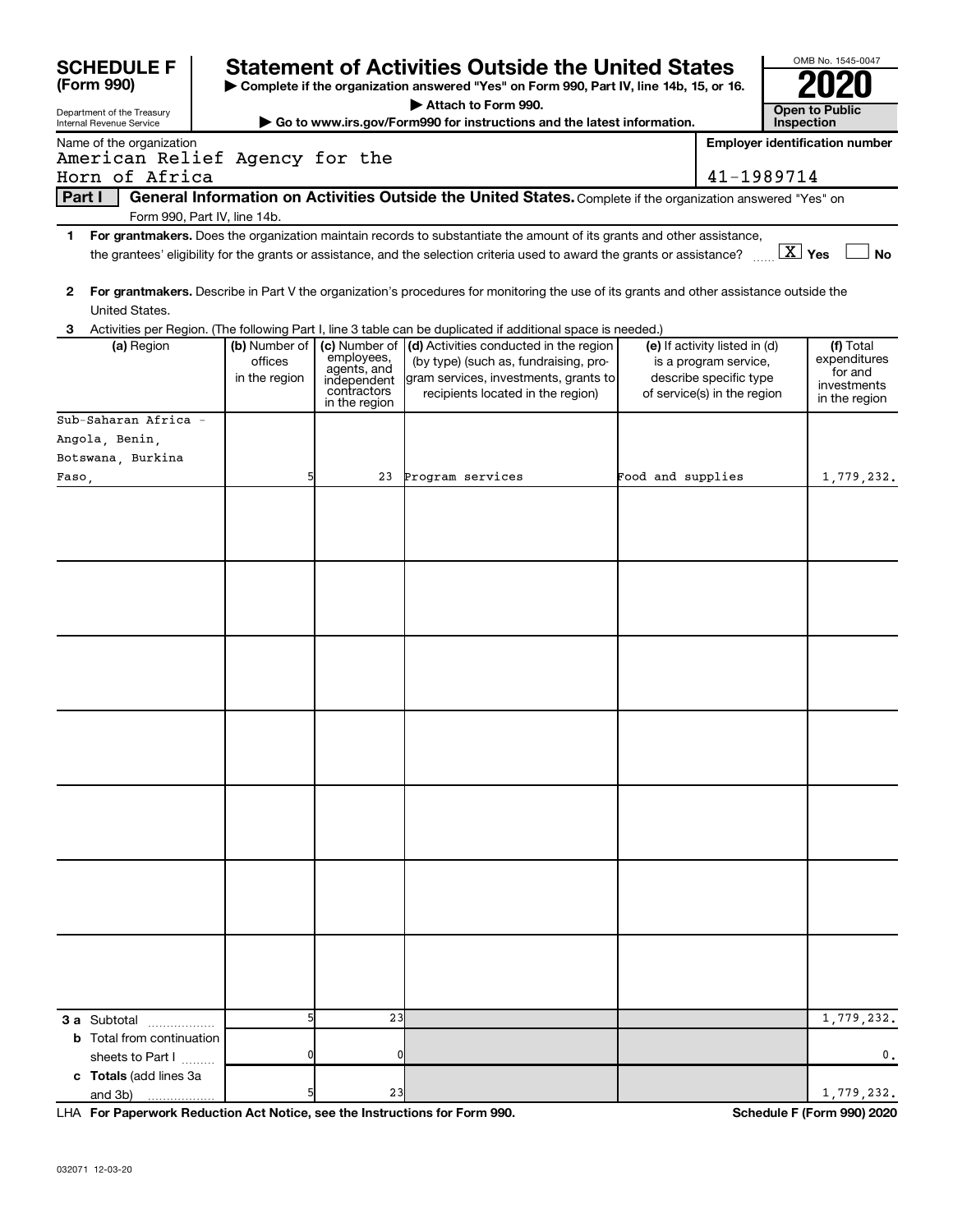**SCHEDULE F (Form 990)**

Department of the Treasury
Internal Revenue Service

# Statement of Activities Outside the United States

▶ Complete if the organization answered "Yes" on Form 990, Part IV, line 14b, 15, or 16.
▶ Attach to Form 990.
▶ Go to www.irs.gov/Form990 for instructions and the latest information.

OMB No. 1545-0047
**2020**
**Open to Public Inspection**

Name of the organization: American Relief Agency for the Horn of Africa

Employer identification number: 41-1989714

**Part I** **General Information on Activities Outside the United States.** Complete if the organization answered "Yes" on Form 990, Part IV, line 14b.

**1** **For grantmakers.** Does the organization maintain records to substantiate the amount of its grants and other assistance, the grantees' eligibility for the grants or assistance, and the selection criteria used to award the grants or assistance? [X] Yes [ ] No

**2** **For grantmakers.** Describe in Part V the organization's procedures for monitoring the use of its grants and other assistance outside the United States.

**3** Activities per Region. (The following Part I, line 3 table can be duplicated if additional space is needed.)

| (a) Region | (b) Number of offices in the region | (c) Number of employees, agents, and independent contractors in the region | (d) Activities conducted in the region (by type) (such as, fundraising, program services, investments, grants to recipients located in the region) | (e) If activity listed in (d) is a program service, describe specific type of service(s) in the region | (f) Total expenditures for and investments in the region |
|---|---|---|---|---|---|
| Sub-Saharan Africa - Angola, Benin, Botswana, Burkina Faso, | 5 | 23 | Program services | Food and supplies | 1,779,232. |
| | | | | | |
| | | | | | |
| | | | | | |
| | | | | | |
| | | | | | |
| | | | | | |
| | | | | | |
| **3 a** Subtotal | 5 | 23 | | | 1,779,232. |
| **b** Total from continuation sheets to Part I | 0 | 0 | | | 0. |
| **c Totals** (add lines 3a and 3b) | 5 | 23 | | | 1,779,232. |

LHA **For Paperwork Reduction Act Notice, see the Instructions for Form 990.** **Schedule F (Form 990) 2020**

032071 12-03-20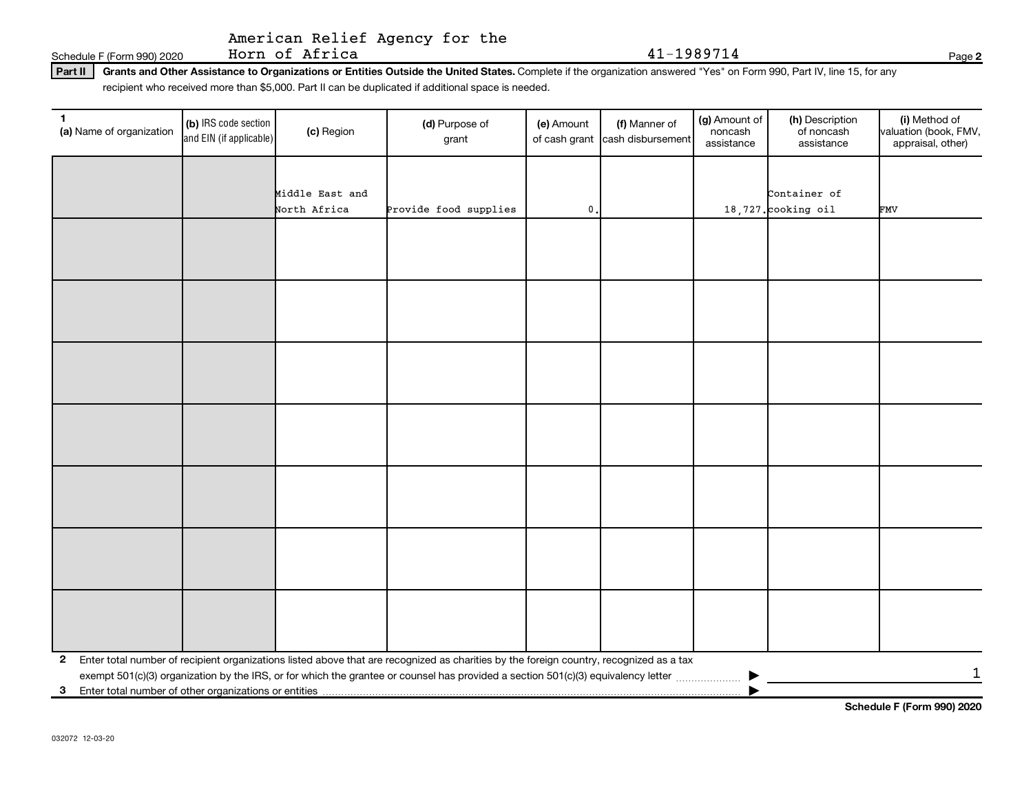Schedule F (Form 990) 2020 American Relief Agency for the Horn of Africa 41-1989714

**Part II** **Grants and Other Assistance to Organizations or Entities Outside the United States.** Complete if the organization answered "Yes" on Form 990, Part IV, line 15, for any recipient who received more than $5,000. Part II can be duplicated if additional space is needed.

| 1 (a) Name of organization | (b) IRS code section and EIN (if applicable) | (c) Region | (d) Purpose of grant | (e) Amount of cash grant | (f) Manner of cash disbursement | (g) Amount of noncash assistance | (h) Description of noncash assistance | (i) Method of valuation (book, FMV, appraisal, other) |
|---|---|---|---|---|---|---|---|---|
| | | Middle East and North Africa | Provide food supplies | 0. | | 18,727. | Container of cooking oil | FMV |
| | | | | | | | | |
| | | | | | | | | |
| | | | | | | | | |
| | | | | | | | | |
| | | | | | | | | |
| | | | | | | | | |
| | | | | | | | | |

**2** Enter total number of recipient organizations listed above that are recognized as charities by the foreign country, recognized as a tax exempt 501(c)(3) organization by the IRS, or for which the grantee or counsel has provided a section 501(c)(3) equivalency letter ▶ 1

**3** Enter total number of other organizations or entities ▶

Schedule F (Form 990) 2020

032072 12-03-20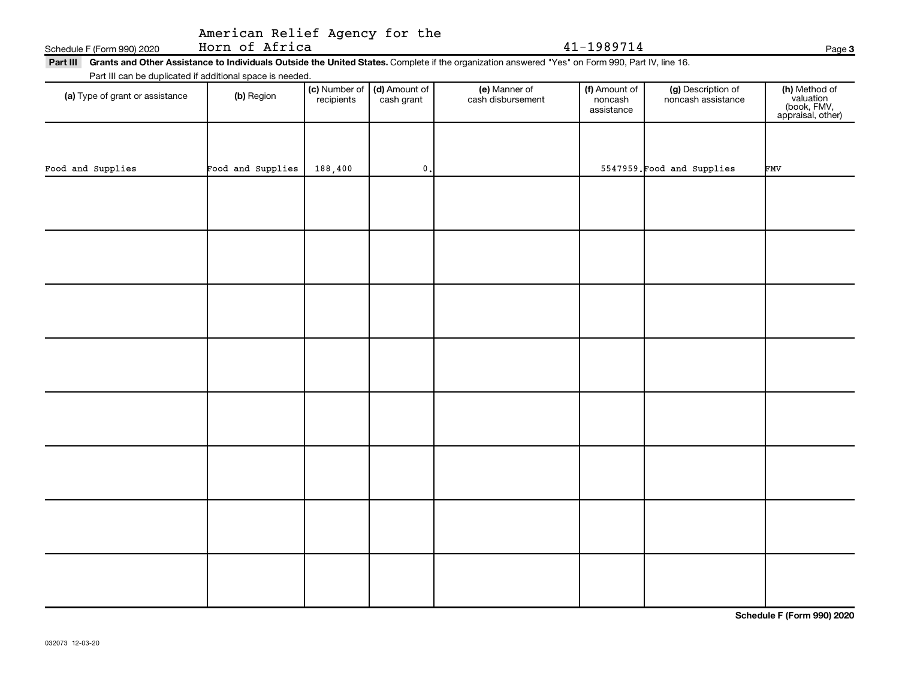Schedule F (Form 990) 2020 American Relief Agency for the Horn of Africa 41-1989714

**Part III** **Grants and Other Assistance to Individuals Outside the United States.** Complete if the organization answered "Yes" on Form 990, Part IV, line 16.

Part III can be duplicated if additional space is needed.

| (a) Type of grant or assistance | (b) Region | (c) Number of recipients | (d) Amount of cash grant | (e) Manner of cash disbursement | (f) Amount of noncash assistance | (g) Description of noncash assistance | (h) Method of valuation (book, FMV, appraisal, other) |
|---|---|---|---|---|---|---|---|
| Food and Supplies | Food and Supplies | 188,400 | 0. | | 5547959. | Food and Supplies | FMV |
| | | | | | | | |
| | | | | | | | |
| | | | | | | | |
| | | | | | | | |
| | | | | | | | |
| | | | | | | | |
| | | | | | | | |
| | | | | | | | |

**Schedule F (Form 990) 2020**

032073 12-03-20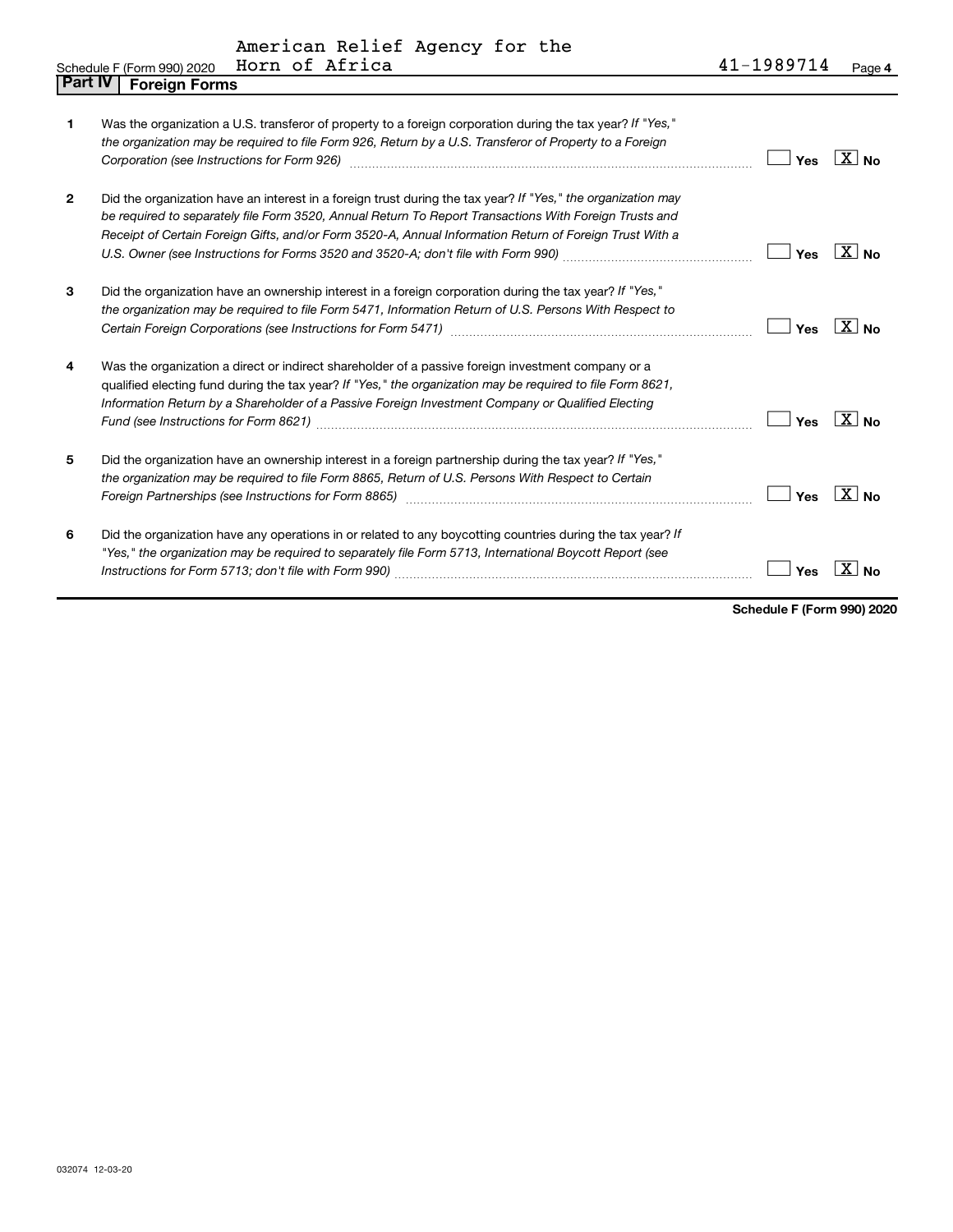American Relief Agency for the Horn of Africa — 41-1989714

## Part IV Foreign Forms

| | | Yes | No |
|---|---|---|---|
| 1 | Was the organization a U.S. transferor of property to a foreign corporation during the tax year? *If "Yes," the organization may be required to file Form 926, Return by a U.S. Transferor of Property to a Foreign Corporation (see Instructions for Form 926)* | | X |
| 2 | Did the organization have an interest in a foreign trust during the tax year? *If "Yes," the organization may be required to separately file Form 3520, Annual Return To Report Transactions With Foreign Trusts and Receipt of Certain Foreign Gifts, and/or Form 3520-A, Annual Information Return of Foreign Trust With a U.S. Owner (see Instructions for Forms 3520 and 3520-A; don't file with Form 990)* | | X |
| 3 | Did the organization have an ownership interest in a foreign corporation during the tax year? *If "Yes," the organization may be required to file Form 5471, Information Return of U.S. Persons With Respect to Certain Foreign Corporations (see Instructions for Form 5471)* | | X |
| 4 | Was the organization a direct or indirect shareholder of a passive foreign investment company or a qualified electing fund during the tax year? *If "Yes," the organization may be required to file Form 8621, Information Return by a Shareholder of a Passive Foreign Investment Company or Qualified Electing Fund (see Instructions for Form 8621)* | | X |
| 5 | Did the organization have an ownership interest in a foreign partnership during the tax year? *If "Yes," the organization may be required to file Form 8865, Return of U.S. Persons With Respect to Certain Foreign Partnerships (see Instructions for Form 8865)* | | X |
| 6 | Did the organization have any operations in or related to any boycotting countries during the tax year? *If "Yes," the organization may be required to separately file Form 5713, International Boycott Report (see Instructions for Form 5713; don't file with Form 990)* | | X |

**Schedule F (Form 990) 2020**

032074 12-03-20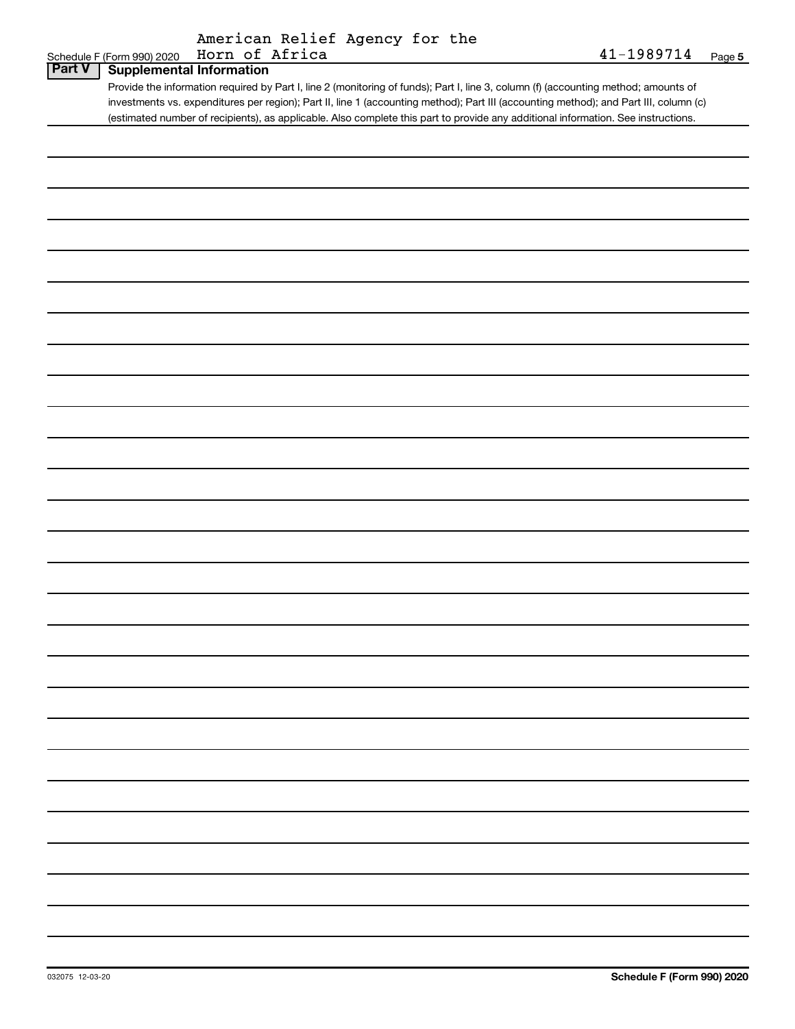Schedule F (Form 990) 2020 American Relief Agency for the Horn of Africa 41-1989714

## Part V Supplemental Information

Provide the information required by Part I, line 2 (monitoring of funds); Part I, line 3, column (f) (accounting method; amounts of investments vs. expenditures per region); Part II, line 1 (accounting method); Part III (accounting method); and Part III, column (c) (estimated number of recipients), as applicable. Also complete this part to provide any additional information. See instructions.

032075 12-03-20

Schedule F (Form 990) 2020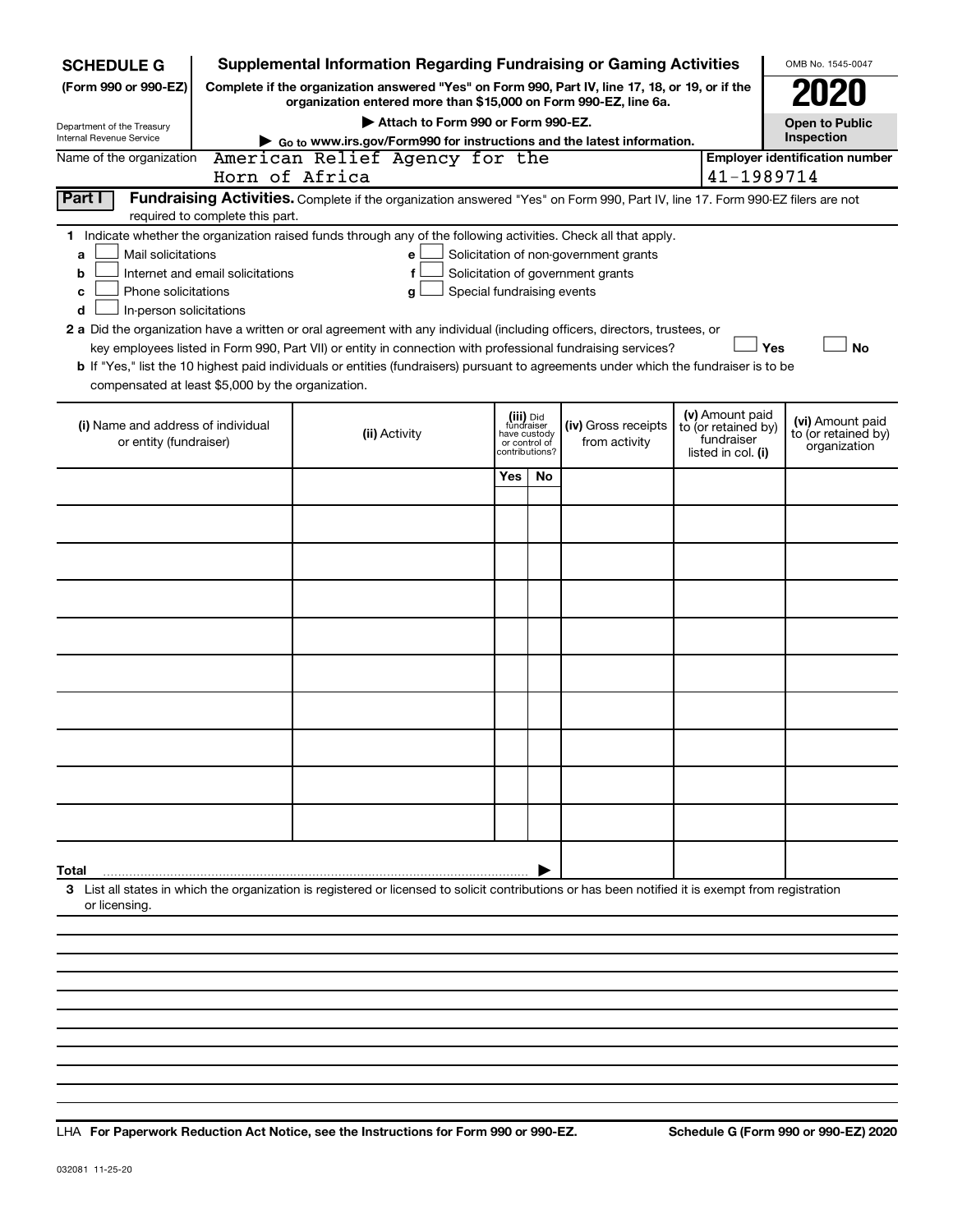**SCHEDULE G** (Form 990 or 990-EZ)

Department of the Treasury
Internal Revenue Service

# Supplemental Information Regarding Fundraising or Gaming Activities

**Complete if the organization answered "Yes" on Form 990, Part IV, line 17, 18, or 19, or if the organization entered more than $15,000 on Form 990-EZ, line 6a.**

**▶ Attach to Form 990 or Form 990-EZ.**

**▶ Go to www.irs.gov/Form990 for instructions and the latest information.**

OMB No. 1545-0047

**2020**

**Open to Public Inspection**

Name of the organization: American Relief Agency for the Horn of Africa

**Employer identification number:** 41-1989714

**Part I** **Fundraising Activities.** Complete if the organization answered "Yes" on Form 990, Part IV, line 17. Form 990-EZ filers are not required to complete this part.

**1** Indicate whether the organization raised funds through any of the following activities. Check all that apply.

- **a** ☐ Mail solicitations
- **b** ☐ Internet and email solicitations
- **c** ☐ Phone solicitations
- **d** ☐ In-person solicitations
- **e** ☐ Solicitation of non-government grants
- **f** ☐ Solicitation of government grants
- **g** ☐ Special fundraising events

**2 a** Did the organization have a written or oral agreement with any individual (including officers, directors, trustees, or key employees listed in Form 990, Part VII) or entity in connection with professional fundraising services? ☐ **Yes** ☐ **No**

**b** If "Yes," list the 10 highest paid individuals or entities (fundraisers) pursuant to agreements under which the fundraiser is to be compensated at least $5,000 by the organization.

| (i) Name and address of individual or entity (fundraiser) | (ii) Activity | (iii) Did fundraiser have custody or control of contributions? | | (iv) Gross receipts from activity | (v) Amount paid to (or retained by) fundraiser listed in col. (i) | (vi) Amount paid to (or retained by) organization |
|---|---|---|---|---|---|---|
| | | Yes | No | | | |
| | | | | | | |
| | | | | | | |
| | | | | | | |
| | | | | | | |
| | | | | | | |
| | | | | | | |
| | | | | | | |
| | | | | | | |
| | | | | | | |
| | | | | | | |
| **Total** ▶ | | | | | | |

**3** List all states in which the organization is registered or licensed to solicit contributions or has been notified it is exempt from registration or licensing.

LHA **For Paperwork Reduction Act Notice, see the Instructions for Form 990 or 990-EZ.** **Schedule G (Form 990 or 990-EZ) 2020**

032081 11-25-20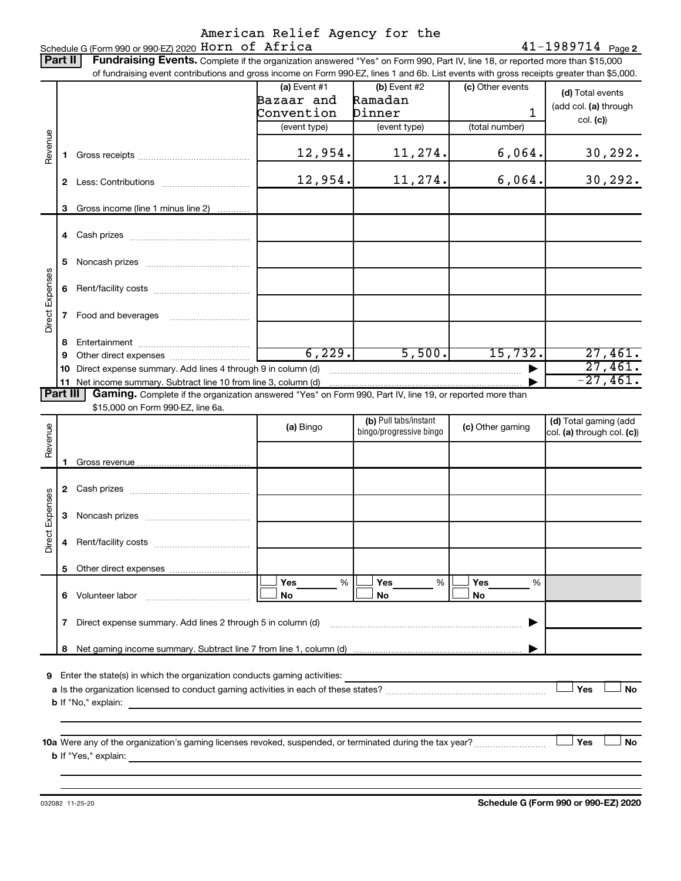Schedule G (Form 990 or 990-EZ) 2020 American Relief Agency for the Horn of Africa 41-1989714 Page 2

**Part II** **Fundraising Events.** Complete if the organization answered "Yes" on Form 990, Part IV, line 18, or reported more than $15,000 of fundraising event contributions and gross income on Form 990-EZ, lines 1 and 6b. List events with gross receipts greater than $5,000.

| | | | (a) Event #1 Bazaar and Convention (event type) | (b) Event #2 Ramadan Dinner (event type) | (c) Other events 1 (total number) | (d) Total events (add col. (a) through col. (c)) |
|---|---|---|---|---|---|---|
| Revenue | 1 | Gross receipts | 12,954. | 11,274. | 6,064. | 30,292. |
| | 2 | Less: Contributions | 12,954. | 11,274. | 6,064. | 30,292. |
| | 3 | Gross income (line 1 minus line 2) | | | | |
| Direct Expenses | 4 | Cash prizes | | | | |
| | 5 | Noncash prizes | | | | |
| | 6 | Rent/facility costs | | | | |
| | 7 | Food and beverages | | | | |
| | 8 | Entertainment | | | | |
| | 9 | Other direct expenses | 6,229. | 5,500. | 15,732. | 27,461. |
| | 10 | Direct expense summary. Add lines 4 through 9 in column (d) | | | | 27,461. |
| | 11 | Net income summary. Subtract line 10 from line 3, column (d) | | | | -27,461. |

**Part III** **Gaming.** Complete if the organization answered "Yes" on Form 990, Part IV, line 19, or reported more than $15,000 on Form 990-EZ, line 6a.

| | | | (a) Bingo | (b) Pull tabs/instant bingo/progressive bingo | (c) Other gaming | (d) Total gaming (add col. (a) through col. (c)) |
|---|---|---|---|---|---|---|
| Revenue | 1 | Gross revenue | | | | |
| Direct Expenses | 2 | Cash prizes | | | | |
| | 3 | Noncash prizes | | | | |
| | 4 | Rent/facility costs | | | | |
| | 5 | Other direct expenses | | | | |
| | 6 | Volunteer labor | Yes ___ % / No | Yes ___ % / No | Yes ___ % / No | |
| | 7 | Direct expense summary. Add lines 2 through 5 in column (d) | | | | |
| | 8 | Net gaming income summary. Subtract line 7 from line 1, column (d) | | | | |

**9** Enter the state(s) in which the organization conducts gaming activities:

**a** Is the organization licensed to conduct gaming activities in each of these states? ☐ Yes ☐ No

**b** If "No," explain:

**10a** Were any of the organization's gaming licenses revoked, suspended, or terminated during the tax year? ☐ Yes ☐ No

**b** If "Yes," explain:

032082 11-25-20 **Schedule G (Form 990 or 990-EZ) 2020**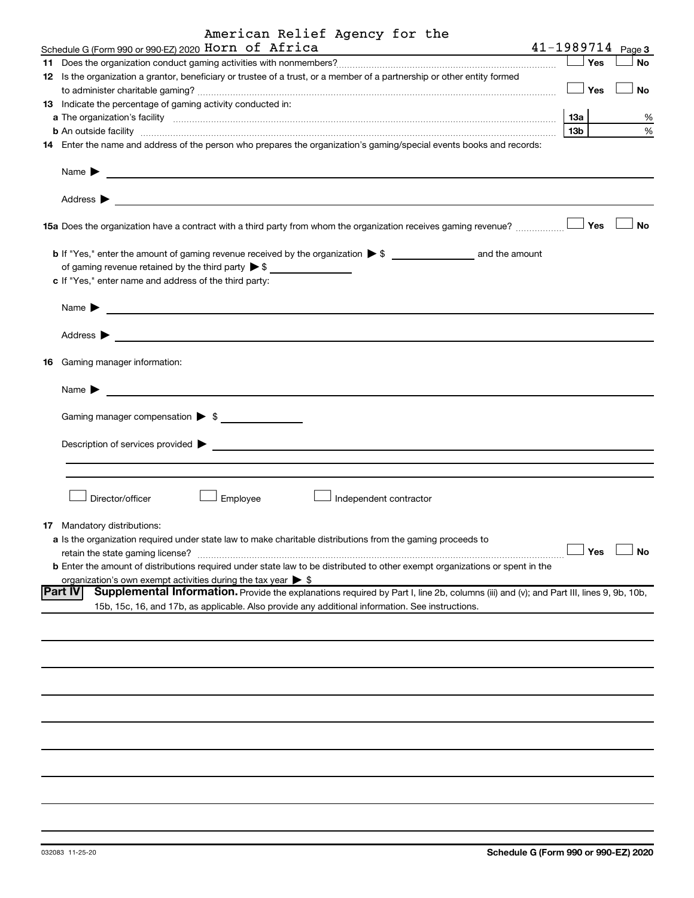American Relief Agency for the

Schedule G (Form 990 or 990-EZ) 2020 Horn of Africa 41-1989714 Page 3

**11** Does the organization conduct gaming activities with nonmembers? ☐ Yes ☐ No

**12** Is the organization a grantor, beneficiary or trustee of a trust, or a member of a partnership or other entity formed to administer charitable gaming? ☐ Yes ☐ No

**13** Indicate the percentage of gaming activity conducted in:

**a** The organization's facility **13a** %

**b** An outside facility **13b** %

**14** Enter the name and address of the person who prepares the organization's gaming/special events books and records:

Name ▶

Address ▶

**15a** Does the organization have a contract with a third party from whom the organization receives gaming revenue? ☐ Yes ☐ No

**b** If "Yes," enter the amount of gaming revenue received by the organization ▶ $ ________ and the amount of gaming revenue retained by the third party ▶ $ ________

**c** If "Yes," enter name and address of the third party:

Name ▶

Address ▶

**16** Gaming manager information:

Name ▶

Gaming manager compensation ▶ $

Description of services provided ▶

☐ Director/officer ☐ Employee ☐ Independent contractor

**17** Mandatory distributions:

**a** Is the organization required under state law to make charitable distributions from the gaming proceeds to retain the state gaming license? ☐ Yes ☐ No

**b** Enter the amount of distributions required under state law to be distributed to other exempt organizations or spent in the organization's own exempt activities during the tax year ▶ $

**Part IV Supplemental Information.** Provide the explanations required by Part I, line 2b, columns (iii) and (v); and Part III, lines 9, 9b, 10b, 15b, 15c, 16, and 17b, as applicable. Also provide any additional information. See instructions.

032083 11-25-20 **Schedule G (Form 990 or 990-EZ) 2020**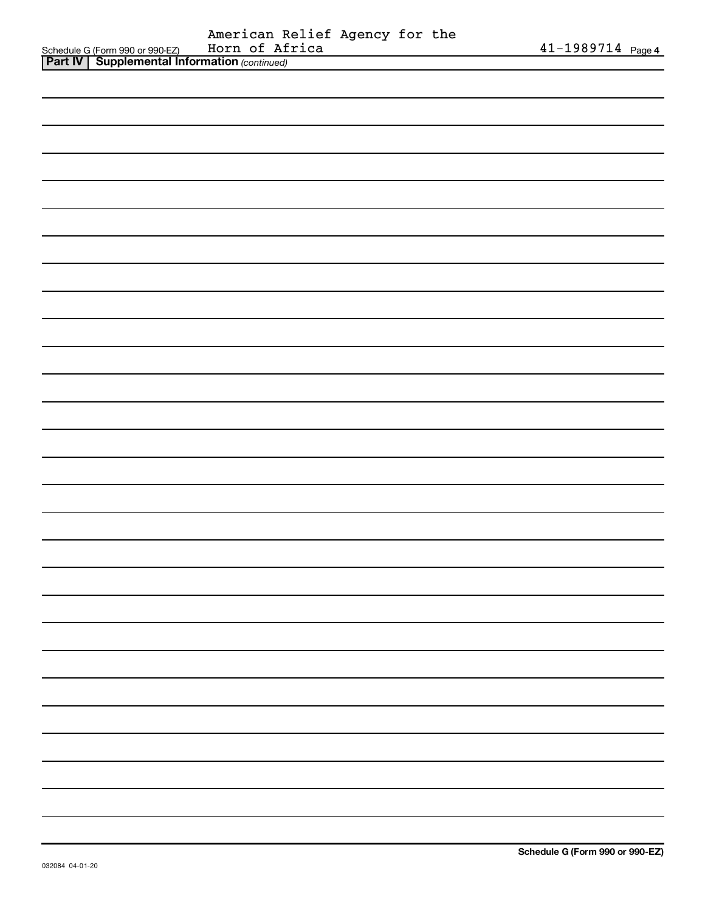Schedule G (Form 990 or 990-EZ) American Relief Agency for the Horn of Africa 41-1989714 Page 4

**Part IV | Supplemental Information** *(continued)*

Schedule G (Form 990 or 990-EZ)

032084 04-01-20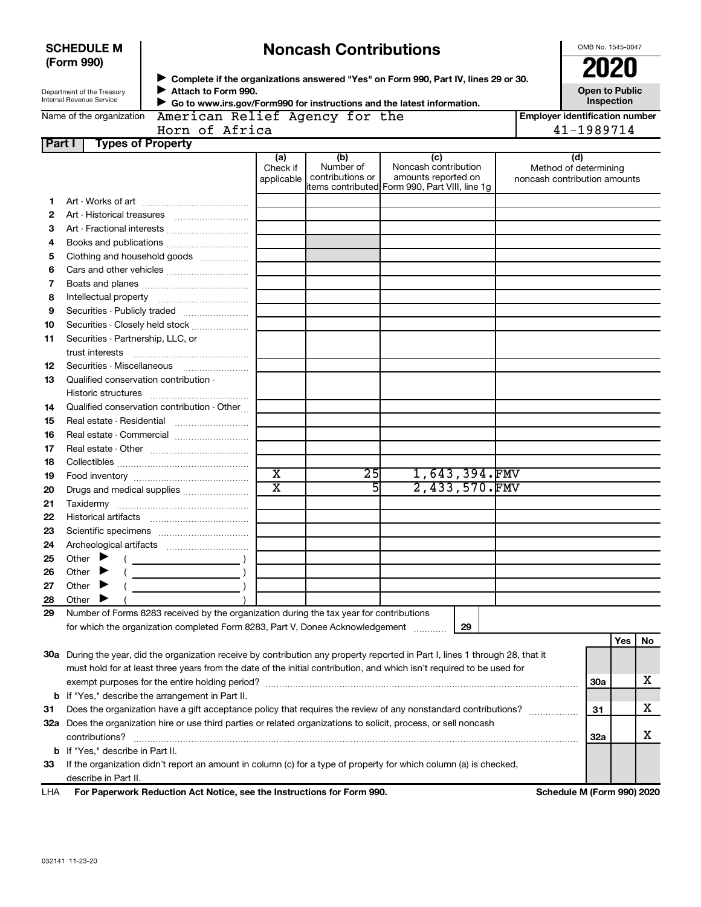**SCHEDULE M (Form 990)**

Department of the Treasury
Internal Revenue Service

# Noncash Contributions

▶ Complete if the organizations answered "Yes" on Form 990, Part IV, lines 29 or 30.
▶ Attach to Form 990.
▶ Go to www.irs.gov/Form990 for instructions and the latest information.

OMB No. 1545-0047

**2020**

**Open to Public Inspection**

Name of the organization: American Relief Agency for the Horn of Africa

Employer identification number: 41-1989714

## Part I Types of Property

| | | (a) Check if applicable | (b) Number of contributions or items contributed | (c) Noncash contribution amounts reported on Form 990, Part VIII, line 1g | (d) Method of determining noncash contribution amounts |
|---|---|---|---|---|---|
| 1 | Art - Works of art | | | | |
| 2 | Art - Historical treasures | | | | |
| 3 | Art - Fractional interests | | | | |
| 4 | Books and publications | | | | |
| 5 | Clothing and household goods | | | | |
| 6 | Cars and other vehicles | | | | |
| 7 | Boats and planes | | | | |
| 8 | Intellectual property | | | | |
| 9 | Securities - Publicly traded | | | | |
| 10 | Securities - Closely held stock | | | | |
| 11 | Securities - Partnership, LLC, or trust interests | | | | |
| 12 | Securities - Miscellaneous | | | | |
| 13 | Qualified conservation contribution - Historic structures | | | | |
| 14 | Qualified conservation contribution - Other | | | | |
| 15 | Real estate - Residential | | | | |
| 16 | Real estate - Commercial | | | | |
| 17 | Real estate - Other | | | | |
| 18 | Collectibles | | | | |
| 19 | Food inventory | X | 25 | 1,643,394. | FMV |
| 20 | Drugs and medical supplies | X | 5 | 2,433,570. | FMV |
| 21 | Taxidermy | | | | |
| 22 | Historical artifacts | | | | |
| 23 | Scientific specimens | | | | |
| 24 | Archeological artifacts | | | | |
| 25 | Other ▶ ( ) | | | | |
| 26 | Other ▶ ( ) | | | | |
| 27 | Other ▶ ( ) | | | | |
| 28 | Other ▶ ( ) | | | | |

**29** Number of Forms 8283 received by the organization during the tax year for contributions for which the organization completed Form 8283, Part V, Donee Acknowledgement ..... **29**

| | | | Yes | No |
|---|---|---|---|---|
| 30a | During the year, did the organization receive by contribution any property reported in Part I, lines 1 through 28, that it must hold for at least three years from the date of the initial contribution, and which isn't required to be used for exempt purposes for the entire holding period? | 30a | | X |
| b | If "Yes," describe the arrangement in Part II. | | | |
| 31 | Does the organization have a gift acceptance policy that requires the review of any nonstandard contributions? | 31 | | X |
| 32a | Does the organization hire or use third parties or related organizations to solicit, process, or sell noncash contributions? | 32a | | X |
| b | If "Yes," describe in Part II. | | | |
| 33 | If the organization didn't report an amount in column (c) for a type of property for which column (a) is checked, describe in Part II. | | | |

LHA **For Paperwork Reduction Act Notice, see the Instructions for Form 990.** **Schedule M (Form 990) 2020**

032141 11-23-20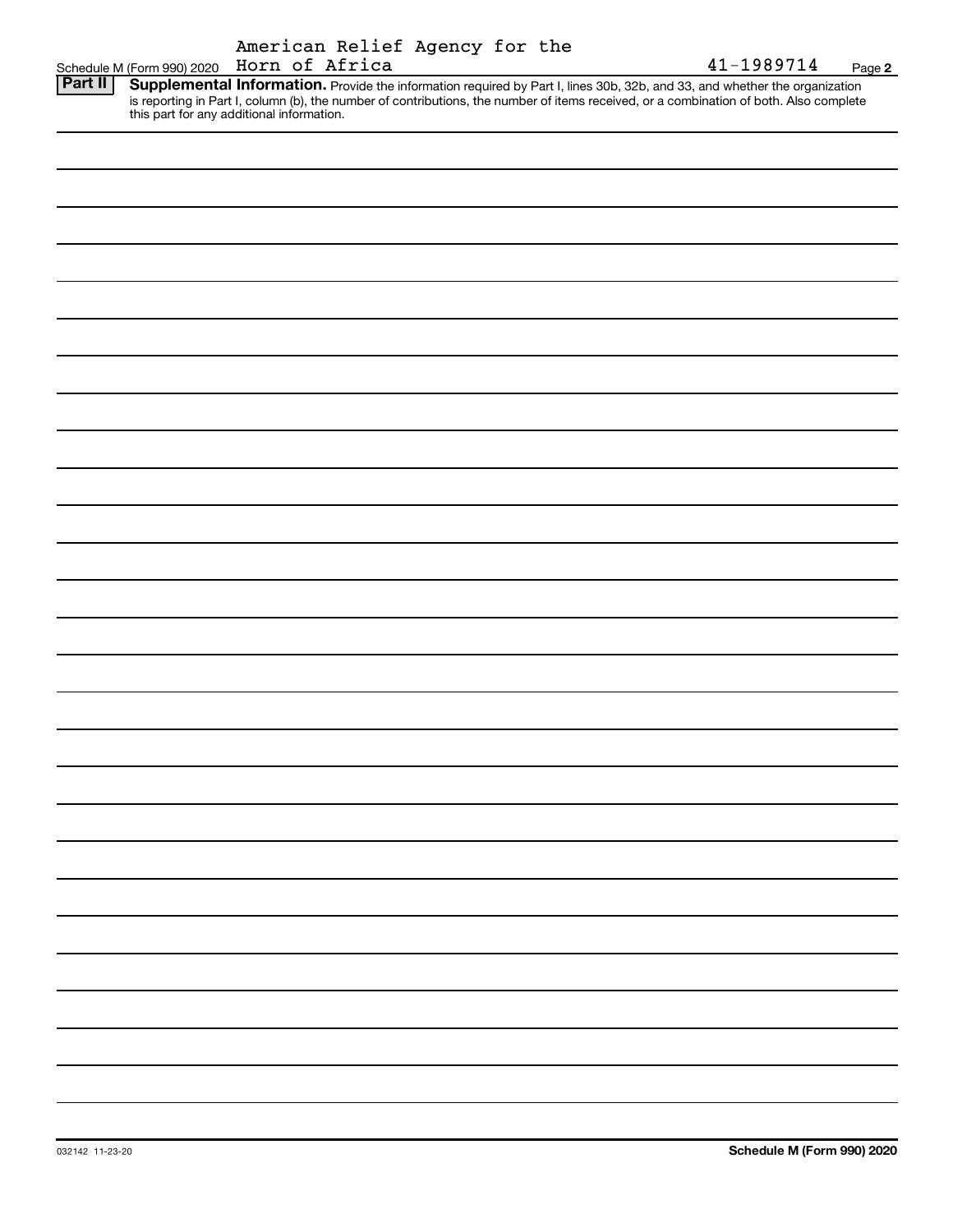Schedule M (Form 990) 2020 American Relief Agency for the Horn of Africa 41-1989714 Page **2**

**Part II** **Supplemental Information.** Provide the information required by Part I, lines 30b, 32b, and 33, and whether the organization is reporting in Part I, column (b), the number of contributions, the number of items received, or a combination of both. Also complete this part for any additional information.

032142 11-23-20 **Schedule M (Form 990) 2020**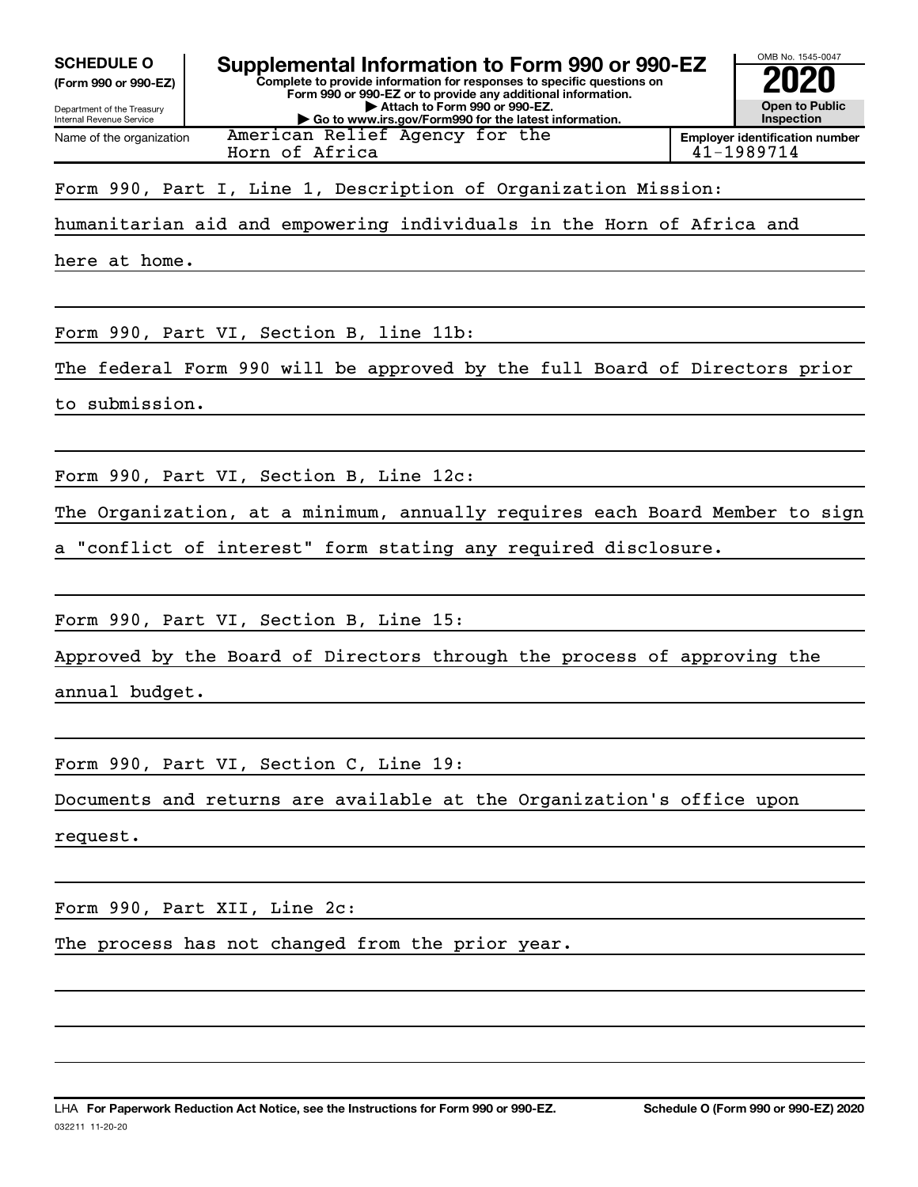**SCHEDULE O**
**(Form 990 or 990-EZ)**

Department of the Treasury
Internal Revenue Service

# Supplemental Information to Form 990 or 990-EZ

**Complete to provide information for responses to specific questions on Form 990 or 990-EZ or to provide any additional information.**
**▶ Attach to Form 990 or 990-EZ.**
**▶ Go to www.irs.gov/Form990 for the latest information.**

OMB No. 1545-0047
**2020**
**Open to Public Inspection**

Name of the organization: American Relief Agency for the Horn of Africa

**Employer identification number:** 41-1989714

Form 990, Part I, Line 1, Description of Organization Mission:

humanitarian aid and empowering individuals in the Horn of Africa and here at home.

Form 990, Part VI, Section B, line 11b:

The federal Form 990 will be approved by the full Board of Directors prior to submission.

Form 990, Part VI, Section B, Line 12c:

The Organization, at a minimum, annually requires each Board Member to sign a "conflict of interest" form stating any required disclosure.

Form 990, Part VI, Section B, Line 15:

Approved by the Board of Directors through the process of approving the annual budget.

Form 990, Part VI, Section C, Line 19:

Documents and returns are available at the Organization's office upon request.

Form 990, Part XII, Line 2c:

The process has not changed from the prior year.

LHA **For Paperwork Reduction Act Notice, see the Instructions for Form 990 or 990-EZ.** **Schedule O (Form 990 or 990-EZ) 2020**

032211 11-20-20